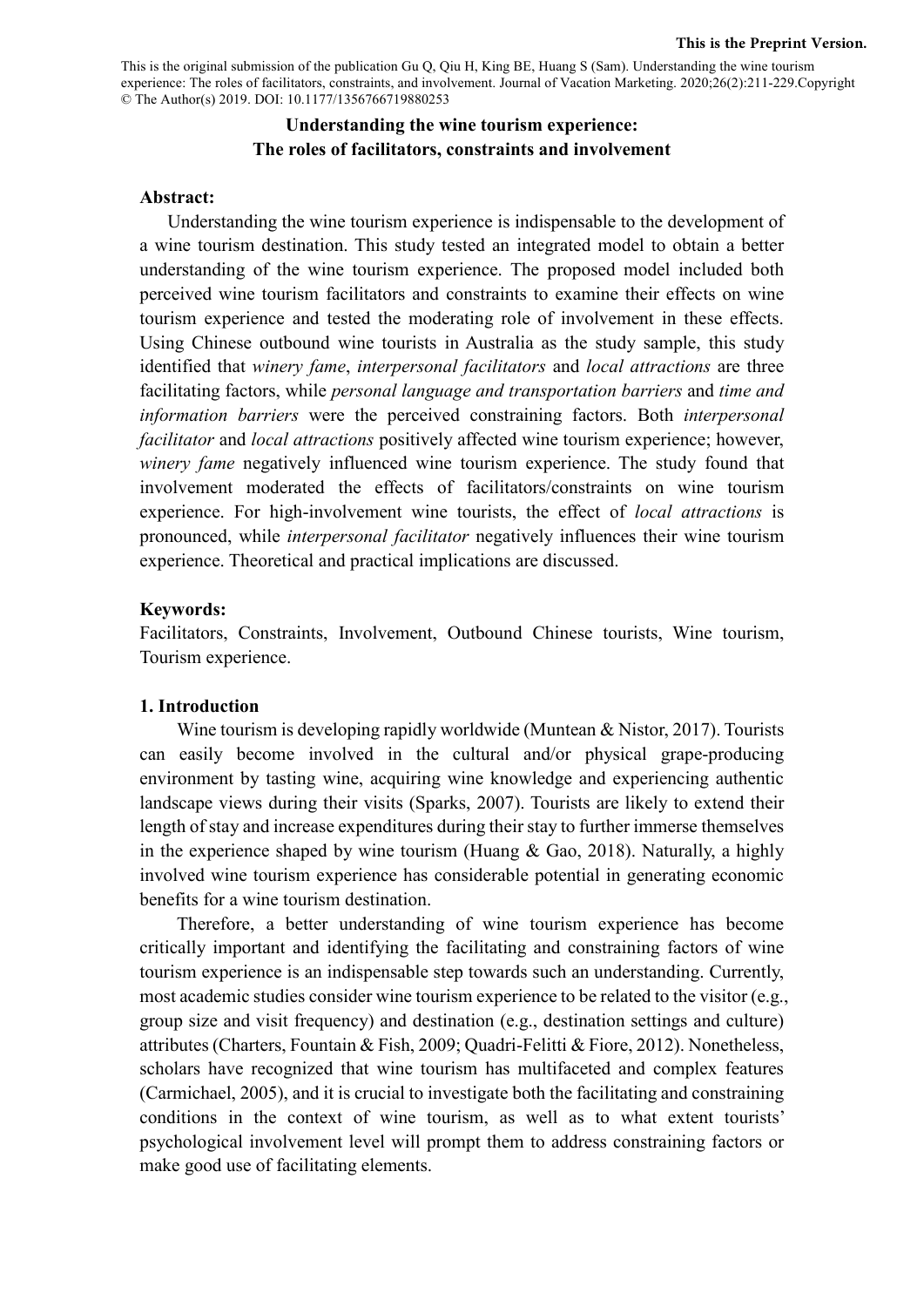This is the Preprint Version.

This is the original submission of the publication Gu Q, Qiu H, King BE, Huang S (Sam). Understanding the wine tourism experience: The roles of facilitators, constraints, and involvement. Journal of Vacation Marketing. 2020;26(2):211-229.Copyright © The Author(s) 2019. DOI: 10.1177/1356766719880253

# Understanding the wine tourism experience: The roles of facilitators, constraints and involvement

**Abstract:**

Understanding the wine tourism experience is indispensable to the development of a wine tourism destination. This study tested an integrated model to obtain a better understanding of the wine tourism experience. The proposed model included both perceived wine tourism facilitators and constraints to examine their effects on wine tourism experience and tested the moderating role of involvement in these effects. Using Chinese outbound wine tourists in Australia as the study sample, this study identified that *winery fame*, *interpersonal facilitators* and *local attractions* are three facilitating factors, while *personal language and transportation barriers* and *time and information barriers* were the perceived constraining factors. Both *interpersonal facilitator* and *local attractions* positively affected wine tourism experience; however, *winery fame* negatively influenced wine tourism experience. The study found that involvement moderated the effects of facilitators/constraints on wine tourism experience. For high-involvement wine tourists, the effect of *local attractions* is pronounced, while *interpersonal facilitator* negatively influences their wine tourism experience. Theoretical and practical implications are discussed.

**Keywords:**

Facilitators, Constraints, Involvement, Outbound Chinese tourists, Wine tourism, Tourism experience.

## 1. Introduction

Wine tourism is developing rapidly worldwide (Muntean & Nistor, 2017). Tourists can easily become involved in the cultural and/or physical grape-producing environment by tasting wine, acquiring wine knowledge and experiencing authentic landscape views during their visits (Sparks, 2007). Tourists are likely to extend their length of stay and increase expenditures during their stay to further immerse themselves in the experience shaped by wine tourism (Huang & Gao, 2018). Naturally, a highly involved wine tourism experience has considerable potential in generating economic benefits for a wine tourism destination.

Therefore, a better understanding of wine tourism experience has become critically important and identifying the facilitating and constraining factors of wine tourism experience is an indispensable step towards such an understanding. Currently, most academic studies consider wine tourism experience to be related to the visitor (e.g., group size and visit frequency) and destination (e.g., destination settings and culture) attributes (Charters, Fountain & Fish, 2009; Quadri-Felitti & Fiore, 2012). Nonetheless, scholars have recognized that wine tourism has multifaceted and complex features (Carmichael, 2005), and it is crucial to investigate both the facilitating and constraining conditions in the context of wine tourism, as well as to what extent tourists' psychological involvement level will prompt them to address constraining factors or make good use of facilitating elements.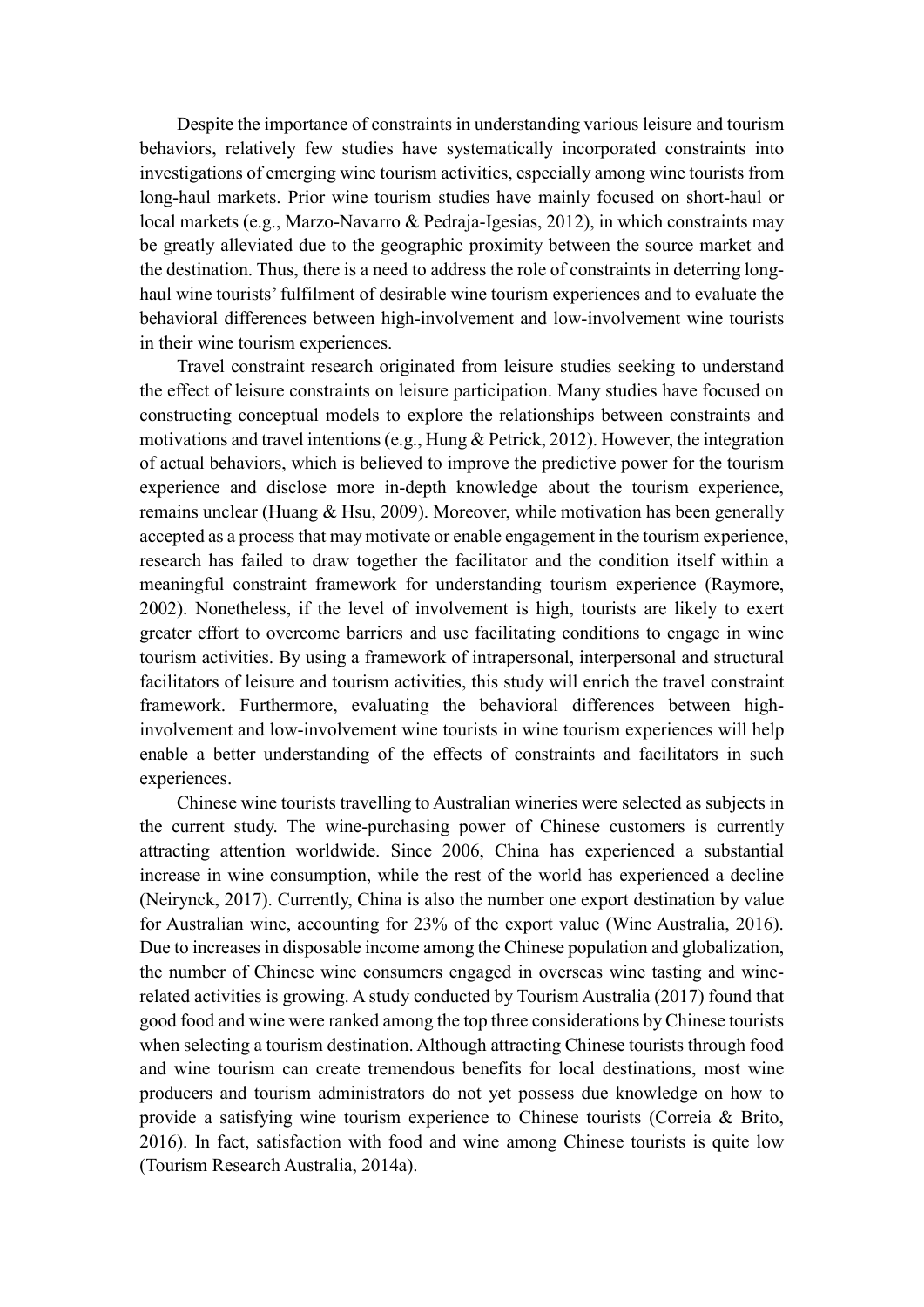Despite the importance of constraints in understanding various leisure and tourism behaviors, relatively few studies have systematically incorporated constraints into investigations of emerging wine tourism activities, especially among wine tourists from long-haul markets. Prior wine tourism studies have mainly focused on short-haul or local markets (e.g., Marzo-Navarro & Pedraja-Igesias, 2012), in which constraints may be greatly alleviated due to the geographic proximity between the source market and the destination. Thus, there is a need to address the role of constraints in deterring long-haul wine tourists' fulfilment of desirable wine tourism experiences and to evaluate the behavioral differences between high-involvement and low-involvement wine tourists in their wine tourism experiences.

Travel constraint research originated from leisure studies seeking to understand the effect of leisure constraints on leisure participation. Many studies have focused on constructing conceptual models to explore the relationships between constraints and motivations and travel intentions (e.g., Hung & Petrick, 2012). However, the integration of actual behaviors, which is believed to improve the predictive power for the tourism experience and disclose more in-depth knowledge about the tourism experience, remains unclear (Huang & Hsu, 2009). Moreover, while motivation has been generally accepted as a process that may motivate or enable engagement in the tourism experience, research has failed to draw together the facilitator and the condition itself within a meaningful constraint framework for understanding tourism experience (Raymore, 2002). Nonetheless, if the level of involvement is high, tourists are likely to exert greater effort to overcome barriers and use facilitating conditions to engage in wine tourism activities. By using a framework of intrapersonal, interpersonal and structural facilitators of leisure and tourism activities, this study will enrich the travel constraint framework. Furthermore, evaluating the behavioral differences between high-involvement and low-involvement wine tourists in wine tourism experiences will help enable a better understanding of the effects of constraints and facilitators in such experiences.

Chinese wine tourists travelling to Australian wineries were selected as subjects in the current study. The wine-purchasing power of Chinese customers is currently attracting attention worldwide. Since 2006, China has experienced a substantial increase in wine consumption, while the rest of the world has experienced a decline (Neirynck, 2017). Currently, China is also the number one export destination by value for Australian wine, accounting for 23% of the export value (Wine Australia, 2016). Due to increases in disposable income among the Chinese population and globalization, the number of Chinese wine consumers engaged in overseas wine tasting and wine-related activities is growing. A study conducted by Tourism Australia (2017) found that good food and wine were ranked among the top three considerations by Chinese tourists when selecting a tourism destination. Although attracting Chinese tourists through food and wine tourism can create tremendous benefits for local destinations, most wine producers and tourism administrators do not yet possess due knowledge on how to provide a satisfying wine tourism experience to Chinese tourists (Correia & Brito, 2016). In fact, satisfaction with food and wine among Chinese tourists is quite low (Tourism Research Australia, 2014a).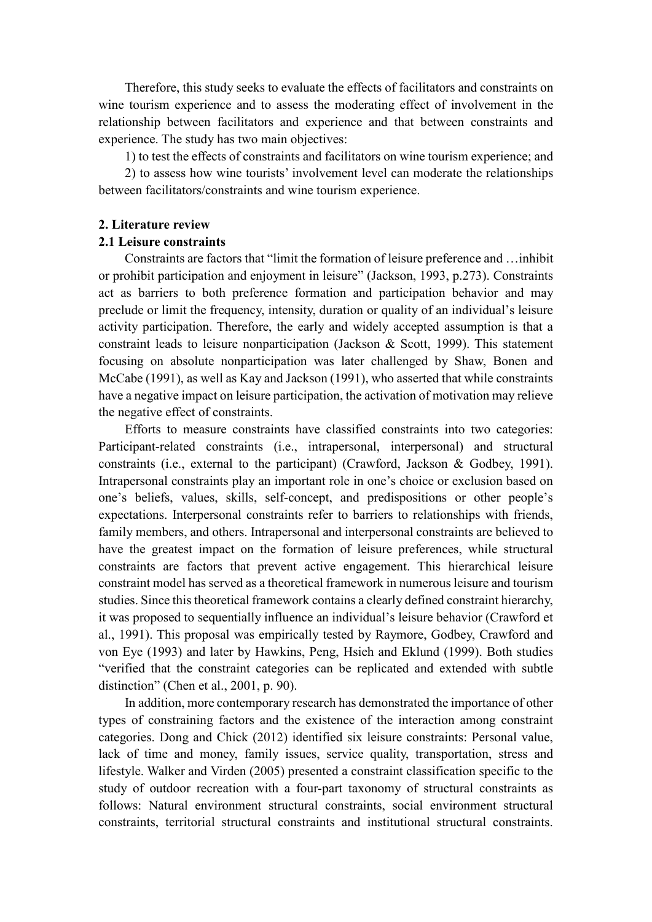Therefore, this study seeks to evaluate the effects of facilitators and constraints on wine tourism experience and to assess the moderating effect of involvement in the relationship between facilitators and experience and that between constraints and experience. The study has two main objectives:

1) to test the effects of constraints and facilitators on wine tourism experience; and

2) to assess how wine tourists' involvement level can moderate the relationships between facilitators/constraints and wine tourism experience.

## 2. Literature review

### 2.1 Leisure constraints

Constraints are factors that "limit the formation of leisure preference and …inhibit or prohibit participation and enjoyment in leisure" (Jackson, 1993, p.273). Constraints act as barriers to both preference formation and participation behavior and may preclude or limit the frequency, intensity, duration or quality of an individual's leisure activity participation. Therefore, the early and widely accepted assumption is that a constraint leads to leisure nonparticipation (Jackson & Scott, 1999). This statement focusing on absolute nonparticipation was later challenged by Shaw, Bonen and McCabe (1991), as well as Kay and Jackson (1991), who asserted that while constraints have a negative impact on leisure participation, the activation of motivation may relieve the negative effect of constraints.

Efforts to measure constraints have classified constraints into two categories: Participant-related constraints (i.e., intrapersonal, interpersonal) and structural constraints (i.e., external to the participant) (Crawford, Jackson & Godbey, 1991). Intrapersonal constraints play an important role in one's choice or exclusion based on one's beliefs, values, skills, self-concept, and predispositions or other people's expectations. Interpersonal constraints refer to barriers to relationships with friends, family members, and others. Intrapersonal and interpersonal constraints are believed to have the greatest impact on the formation of leisure preferences, while structural constraints are factors that prevent active engagement. This hierarchical leisure constraint model has served as a theoretical framework in numerous leisure and tourism studies. Since this theoretical framework contains a clearly defined constraint hierarchy, it was proposed to sequentially influence an individual's leisure behavior (Crawford et al., 1991). This proposal was empirically tested by Raymore, Godbey, Crawford and von Eye (1993) and later by Hawkins, Peng, Hsieh and Eklund (1999). Both studies "verified that the constraint categories can be replicated and extended with subtle distinction" (Chen et al., 2001, p. 90).

In addition, more contemporary research has demonstrated the importance of other types of constraining factors and the existence of the interaction among constraint categories. Dong and Chick (2012) identified six leisure constraints: Personal value, lack of time and money, family issues, service quality, transportation, stress and lifestyle. Walker and Virden (2005) presented a constraint classification specific to the study of outdoor recreation with a four-part taxonomy of structural constraints as follows: Natural environment structural constraints, social environment structural constraints, territorial structural constraints and institutional structural constraints.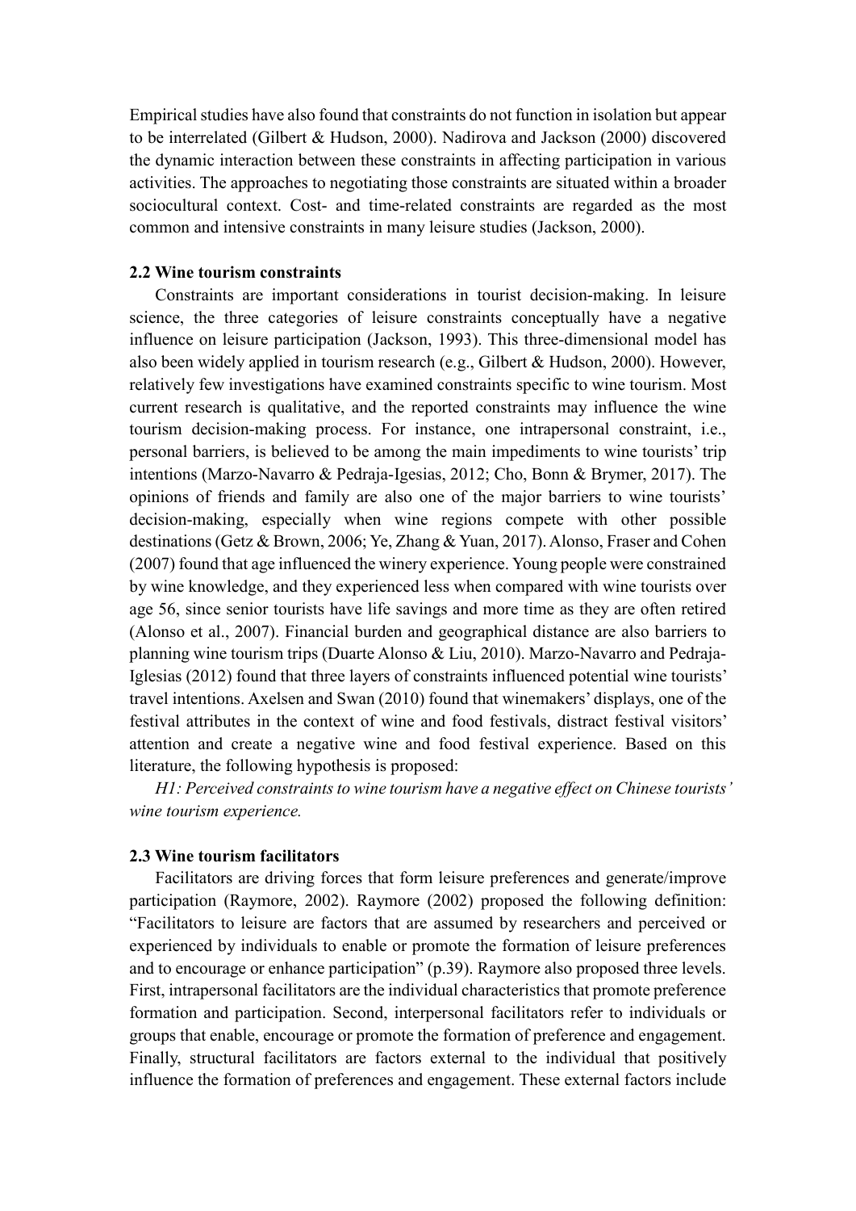Empirical studies have also found that constraints do not function in isolation but appear to be interrelated (Gilbert & Hudson, 2000). Nadirova and Jackson (2000) discovered the dynamic interaction between these constraints in affecting participation in various activities. The approaches to negotiating those constraints are situated within a broader sociocultural context. Cost- and time-related constraints are regarded as the most common and intensive constraints in many leisure studies (Jackson, 2000).

### 2.2 Wine tourism constraints

Constraints are important considerations in tourist decision-making. In leisure science, the three categories of leisure constraints conceptually have a negative influence on leisure participation (Jackson, 1993). This three-dimensional model has also been widely applied in tourism research (e.g., Gilbert & Hudson, 2000). However, relatively few investigations have examined constraints specific to wine tourism. Most current research is qualitative, and the reported constraints may influence the wine tourism decision-making process. For instance, one intrapersonal constraint, i.e., personal barriers, is believed to be among the main impediments to wine tourists' trip intentions (Marzo-Navarro & Pedraja-Igesias, 2012; Cho, Bonn & Brymer, 2017). The opinions of friends and family are also one of the major barriers to wine tourists' decision-making, especially when wine regions compete with other possible destinations (Getz & Brown, 2006; Ye, Zhang & Yuan, 2017). Alonso, Fraser and Cohen (2007) found that age influenced the winery experience. Young people were constrained by wine knowledge, and they experienced less when compared with wine tourists over age 56, since senior tourists have life savings and more time as they are often retired (Alonso et al., 2007). Financial burden and geographical distance are also barriers to planning wine tourism trips (Duarte Alonso & Liu, 2010). Marzo-Navarro and Pedraja-Iglesias (2012) found that three layers of constraints influenced potential wine tourists' travel intentions. Axelsen and Swan (2010) found that winemakers' displays, one of the festival attributes in the context of wine and food festivals, distract festival visitors' attention and create a negative wine and food festival experience. Based on this literature, the following hypothesis is proposed:

*H1: Perceived constraints to wine tourism have a negative effect on Chinese tourists' wine tourism experience.*

### 2.3 Wine tourism facilitators

Facilitators are driving forces that form leisure preferences and generate/improve participation (Raymore, 2002). Raymore (2002) proposed the following definition: "Facilitators to leisure are factors that are assumed by researchers and perceived or experienced by individuals to enable or promote the formation of leisure preferences and to encourage or enhance participation" (p.39). Raymore also proposed three levels. First, intrapersonal facilitators are the individual characteristics that promote preference formation and participation. Second, interpersonal facilitators refer to individuals or groups that enable, encourage or promote the formation of preference and engagement. Finally, structural facilitators are factors external to the individual that positively influence the formation of preferences and engagement. These external factors include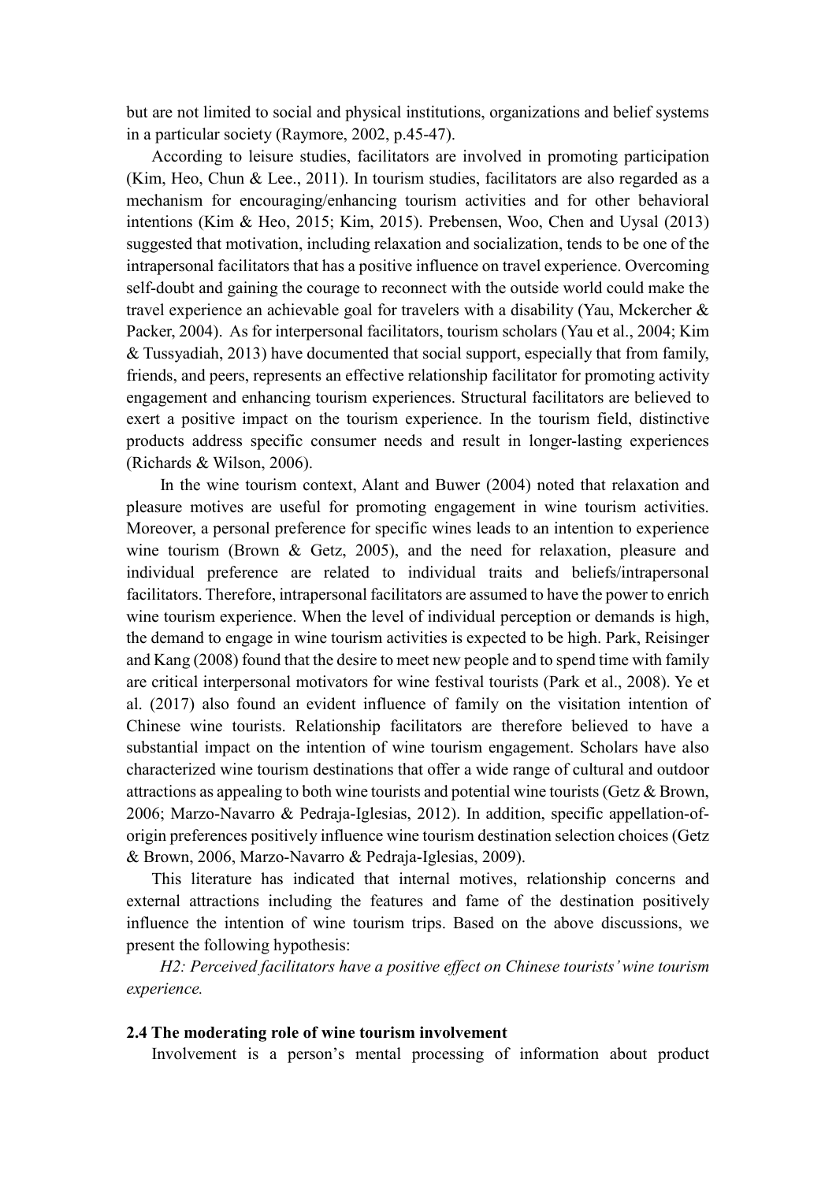but are not limited to social and physical institutions, organizations and belief systems in a particular society (Raymore, 2002, p.45-47).

According to leisure studies, facilitators are involved in promoting participation (Kim, Heo, Chun & Lee., 2011). In tourism studies, facilitators are also regarded as a mechanism for encouraging/enhancing tourism activities and for other behavioral intentions (Kim & Heo, 2015; Kim, 2015). Prebensen, Woo, Chen and Uysal (2013) suggested that motivation, including relaxation and socialization, tends to be one of the intrapersonal facilitators that has a positive influence on travel experience. Overcoming self-doubt and gaining the courage to reconnect with the outside world could make the travel experience an achievable goal for travelers with a disability (Yau, Mckercher & Packer, 2004). As for interpersonal facilitators, tourism scholars (Yau et al., 2004; Kim & Tussyadiah, 2013) have documented that social support, especially that from family, friends, and peers, represents an effective relationship facilitator for promoting activity engagement and enhancing tourism experiences. Structural facilitators are believed to exert a positive impact on the tourism experience. In the tourism field, distinctive products address specific consumer needs and result in longer-lasting experiences (Richards & Wilson, 2006).

In the wine tourism context, Alant and Buwer (2004) noted that relaxation and pleasure motives are useful for promoting engagement in wine tourism activities. Moreover, a personal preference for specific wines leads to an intention to experience wine tourism (Brown & Getz, 2005), and the need for relaxation, pleasure and individual preference are related to individual traits and beliefs/intrapersonal facilitators. Therefore, intrapersonal facilitators are assumed to have the power to enrich wine tourism experience. When the level of individual perception or demands is high, the demand to engage in wine tourism activities is expected to be high. Park, Reisinger and Kang (2008) found that the desire to meet new people and to spend time with family are critical interpersonal motivators for wine festival tourists (Park et al., 2008). Ye et al. (2017) also found an evident influence of family on the visitation intention of Chinese wine tourists. Relationship facilitators are therefore believed to have a substantial impact on the intention of wine tourism engagement. Scholars have also characterized wine tourism destinations that offer a wide range of cultural and outdoor attractions as appealing to both wine tourists and potential wine tourists (Getz & Brown, 2006; Marzo-Navarro & Pedraja-Iglesias, 2012). In addition, specific appellation-of-origin preferences positively influence wine tourism destination selection choices (Getz & Brown, 2006, Marzo-Navarro & Pedraja-Iglesias, 2009).

This literature has indicated that internal motives, relationship concerns and external attractions including the features and fame of the destination positively influence the intention of wine tourism trips. Based on the above discussions, we present the following hypothesis:

*H2: Perceived facilitators have a positive effect on Chinese tourists' wine tourism experience.*

### 2.4 The moderating role of wine tourism involvement

Involvement is a person's mental processing of information about product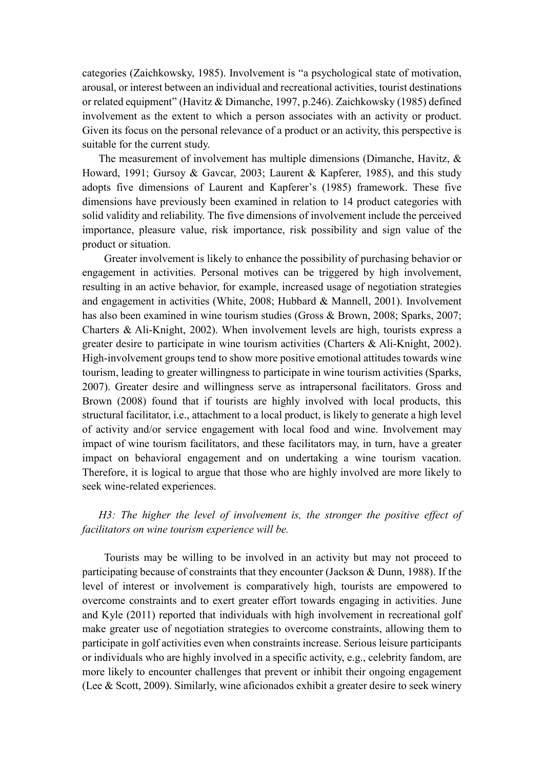categories (Zaichkowsky, 1985). Involvement is "a psychological state of motivation, arousal, or interest between an individual and recreational activities, tourist destinations or related equipment" (Havitz & Dimanche, 1997, p.246). Zaichkowsky (1985) defined involvement as the extent to which a person associates with an activity or product. Given its focus on the personal relevance of a product or an activity, this perspective is suitable for the current study.

The measurement of involvement has multiple dimensions (Dimanche, Havitz, & Howard, 1991; Gursoy & Gavcar, 2003; Laurent & Kapferer, 1985), and this study adopts five dimensions of Laurent and Kapferer's (1985) framework. These five dimensions have previously been examined in relation to 14 product categories with solid validity and reliability. The five dimensions of involvement include the perceived importance, pleasure value, risk importance, risk possibility and sign value of the product or situation.

Greater involvement is likely to enhance the possibility of purchasing behavior or engagement in activities. Personal motives can be triggered by high involvement, resulting in an active behavior, for example, increased usage of negotiation strategies and engagement in activities (White, 2008; Hubbard & Mannell, 2001). Involvement has also been examined in wine tourism studies (Gross & Brown, 2008; Sparks, 2007; Charters & Ali-Knight, 2002). When involvement levels are high, tourists express a greater desire to participate in wine tourism activities (Charters & Ali-Knight, 2002). High-involvement groups tend to show more positive emotional attitudes towards wine tourism, leading to greater willingness to participate in wine tourism activities (Sparks, 2007). Greater desire and willingness serve as intrapersonal facilitators. Gross and Brown (2008) found that if tourists are highly involved with local products, this structural facilitator, i.e., attachment to a local product, is likely to generate a high level of activity and/or service engagement with local food and wine. Involvement may impact of wine tourism facilitators, and these facilitators may, in turn, have a greater impact on behavioral engagement and on undertaking a wine tourism vacation. Therefore, it is logical to argue that those who are highly involved are more likely to seek wine-related experiences.

*H3: The higher the level of involvement is, the stronger the positive effect of facilitators on wine tourism experience will be.*

Tourists may be willing to be involved in an activity but may not proceed to participating because of constraints that they encounter (Jackson & Dunn, 1988). If the level of interest or involvement is comparatively high, tourists are empowered to overcome constraints and to exert greater effort towards engaging in activities. June and Kyle (2011) reported that individuals with high involvement in recreational golf make greater use of negotiation strategies to overcome constraints, allowing them to participate in golf activities even when constraints increase. Serious leisure participants or individuals who are highly involved in a specific activity, e.g., celebrity fandom, are more likely to encounter challenges that prevent or inhibit their ongoing engagement (Lee & Scott, 2009). Similarly, wine aficionados exhibit a greater desire to seek winery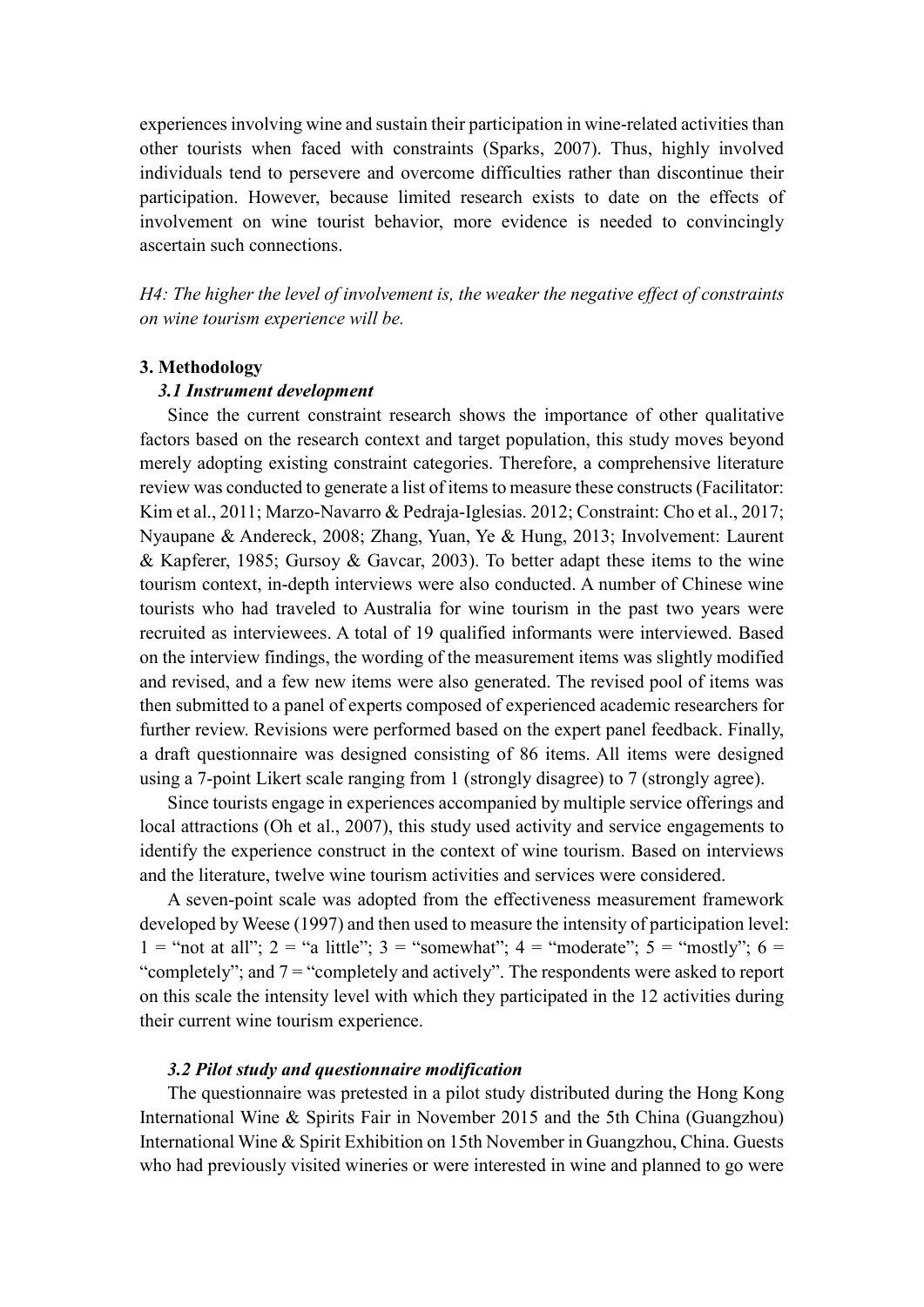experiences involving wine and sustain their participation in wine-related activities than other tourists when faced with constraints (Sparks, 2007). Thus, highly involved individuals tend to persevere and overcome difficulties rather than discontinue their participation. However, because limited research exists to date on the effects of involvement on wine tourist behavior, more evidence is needed to convincingly ascertain such connections.

*H4: The higher the level of involvement is, the weaker the negative effect of constraints on wine tourism experience will be.*

## 3. Methodology

### 3.1 Instrument development

Since the current constraint research shows the importance of other qualitative factors based on the research context and target population, this study moves beyond merely adopting existing constraint categories. Therefore, a comprehensive literature review was conducted to generate a list of items to measure these constructs (Facilitator: Kim et al., 2011; Marzo-Navarro & Pedraja-Iglesias. 2012; Constraint: Cho et al., 2017; Nyaupane & Andereck, 2008; Zhang, Yuan, Ye & Hung, 2013; Involvement: Laurent & Kapferer, 1985; Gursoy & Gavcar, 2003). To better adapt these items to the wine tourism context, in-depth interviews were also conducted. A number of Chinese wine tourists who had traveled to Australia for wine tourism in the past two years were recruited as interviewees. A total of 19 qualified informants were interviewed. Based on the interview findings, the wording of the measurement items was slightly modified and revised, and a few new items were also generated. The revised pool of items was then submitted to a panel of experts composed of experienced academic researchers for further review. Revisions were performed based on the expert panel feedback. Finally, a draft questionnaire was designed consisting of 86 items. All items were designed using a 7-point Likert scale ranging from 1 (strongly disagree) to 7 (strongly agree).

Since tourists engage in experiences accompanied by multiple service offerings and local attractions (Oh et al., 2007), this study used activity and service engagements to identify the experience construct in the context of wine tourism. Based on interviews and the literature, twelve wine tourism activities and services were considered.

A seven-point scale was adopted from the effectiveness measurement framework developed by Weese (1997) and then used to measure the intensity of participation level: 1 = "not at all"; 2 = "a little"; 3 = "somewhat"; 4 = "moderate"; 5 = "mostly"; 6 = "completely"; and 7 = "completely and actively". The respondents were asked to report on this scale the intensity level with which they participated in the 12 activities during their current wine tourism experience.

### 3.2 Pilot study and questionnaire modification

The questionnaire was pretested in a pilot study distributed during the Hong Kong International Wine & Spirits Fair in November 2015 and the 5th China (Guangzhou) International Wine & Spirit Exhibition on 15th November in Guangzhou, China. Guests who had previously visited wineries or were interested in wine and planned to go were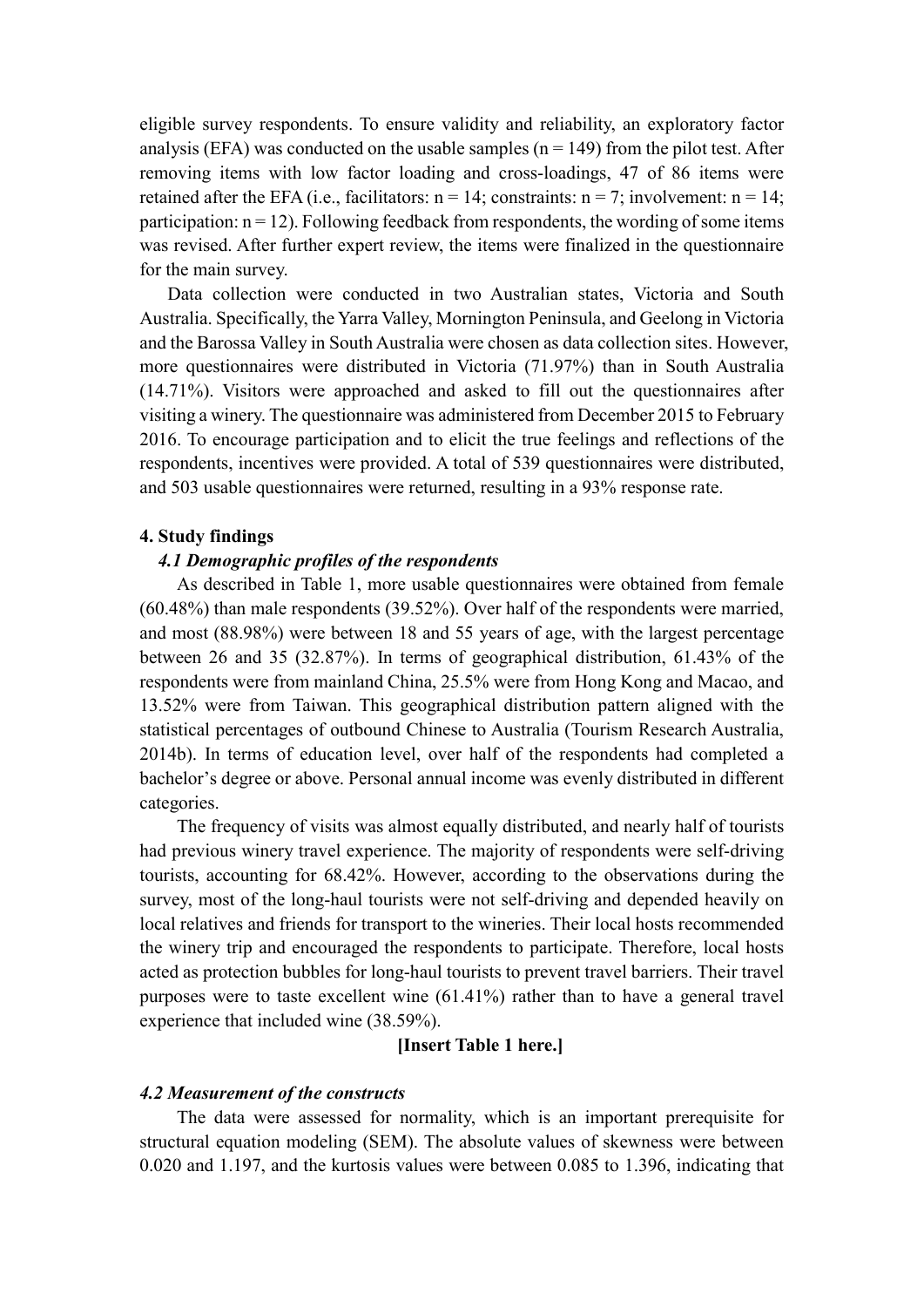eligible survey respondents. To ensure validity and reliability, an exploratory factor analysis (EFA) was conducted on the usable samples (n = 149) from the pilot test. After removing items with low factor loading and cross-loadings, 47 of 86 items were retained after the EFA (i.e., facilitators: n = 14; constraints: n = 7; involvement: n = 14; participation: n = 12). Following feedback from respondents, the wording of some items was revised. After further expert review, the items were finalized in the questionnaire for the main survey.

Data collection were conducted in two Australian states, Victoria and South Australia. Specifically, the Yarra Valley, Mornington Peninsula, and Geelong in Victoria and the Barossa Valley in South Australia were chosen as data collection sites. However, more questionnaires were distributed in Victoria (71.97%) than in South Australia (14.71%). Visitors were approached and asked to fill out the questionnaires after visiting a winery. The questionnaire was administered from December 2015 to February 2016. To encourage participation and to elicit the true feelings and reflections of the respondents, incentives were provided. A total of 539 questionnaires were distributed, and 503 usable questionnaires were returned, resulting in a 93% response rate.

## 4. Study findings

### *4.1 Demographic profiles of the respondents*

As described in Table 1, more usable questionnaires were obtained from female (60.48%) than male respondents (39.52%). Over half of the respondents were married, and most (88.98%) were between 18 and 55 years of age, with the largest percentage between 26 and 35 (32.87%). In terms of geographical distribution, 61.43% of the respondents were from mainland China, 25.5% were from Hong Kong and Macao, and 13.52% were from Taiwan. This geographical distribution pattern aligned with the statistical percentages of outbound Chinese to Australia (Tourism Research Australia, 2014b). In terms of education level, over half of the respondents had completed a bachelor's degree or above. Personal annual income was evenly distributed in different categories.

The frequency of visits was almost equally distributed, and nearly half of tourists had previous winery travel experience. The majority of respondents were self-driving tourists, accounting for 68.42%. However, according to the observations during the survey, most of the long-haul tourists were not self-driving and depended heavily on local relatives and friends for transport to the wineries. Their local hosts recommended the winery trip and encouraged the respondents to participate. Therefore, local hosts acted as protection bubbles for long-haul tourists to prevent travel barriers. Their travel purposes were to taste excellent wine (61.41%) rather than to have a general travel experience that included wine (38.59%).

**[Insert Table 1 here.]**

### *4.2 Measurement of the constructs*

The data were assessed for normality, which is an important prerequisite for structural equation modeling (SEM). The absolute values of skewness were between 0.020 and 1.197, and the kurtosis values were between 0.085 to 1.396, indicating that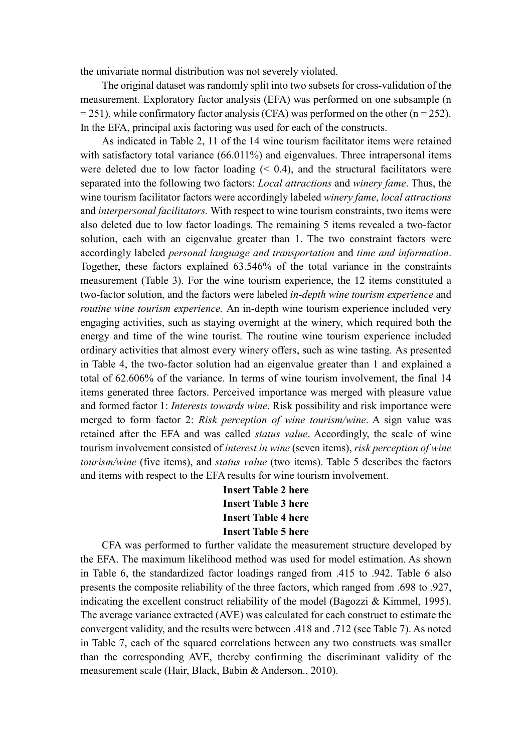the univariate normal distribution was not severely violated.

The original dataset was randomly split into two subsets for cross-validation of the measurement. Exploratory factor analysis (EFA) was performed on one subsample ($n = 251$), while confirmatory factor analysis (CFA) was performed on the other ($n = 252$). In the EFA, principal axis factoring was used for each of the constructs.

As indicated in Table 2, 11 of the 14 wine tourism facilitator items were retained with satisfactory total variance (66.011%) and eigenvalues. Three intrapersonal items were deleted due to low factor loading (< 0.4), and the structural facilitators were separated into the following two factors: *Local attractions* and *winery fame*. Thus, the wine tourism facilitator factors were accordingly labeled *winery fame*, *local attractions* and *interpersonal facilitators.* With respect to wine tourism constraints, two items were also deleted due to low factor loadings. The remaining 5 items revealed a two-factor solution, each with an eigenvalue greater than 1. The two constraint factors were accordingly labeled *personal language and transportation* and *time and information*. Together, these factors explained 63.546% of the total variance in the constraints measurement (Table 3). For the wine tourism experience, the 12 items constituted a two-factor solution, and the factors were labeled *in-depth wine tourism experience* and *routine wine tourism experience.* An in-depth wine tourism experience included very engaging activities, such as staying overnight at the winery, which required both the energy and time of the wine tourist. The routine wine tourism experience included ordinary activities that almost every winery offers, such as wine tasting*.* As presented in Table 4, the two-factor solution had an eigenvalue greater than 1 and explained a total of 62.606% of the variance. In terms of wine tourism involvement, the final 14 items generated three factors. Perceived importance was merged with pleasure value and formed factor 1: *Interests towards wine*. Risk possibility and risk importance were merged to form factor 2: *Risk perception of wine tourism/wine*. A sign value was retained after the EFA and was called *status value*. Accordingly, the scale of wine tourism involvement consisted of *interest in wine* (seven items), *risk perception of wine tourism/wine* (five items), and *status value* (two items). Table 5 describes the factors and items with respect to the EFA results for wine tourism involvement.

**Insert Table 2 here**

**Insert Table 3 here**

**Insert Table 4 here**

**Insert Table 5 here**

CFA was performed to further validate the measurement structure developed by the EFA. The maximum likelihood method was used for model estimation. As shown in Table 6, the standardized factor loadings ranged from .415 to .942. Table 6 also presents the composite reliability of the three factors, which ranged from .698 to .927, indicating the excellent construct reliability of the model (Bagozzi & Kimmel, 1995). The average variance extracted (AVE) was calculated for each construct to estimate the convergent validity, and the results were between .418 and .712 (see Table 7). As noted in Table 7, each of the squared correlations between any two constructs was smaller than the corresponding AVE, thereby confirming the discriminant validity of the measurement scale (Hair, Black, Babin & Anderson., 2010).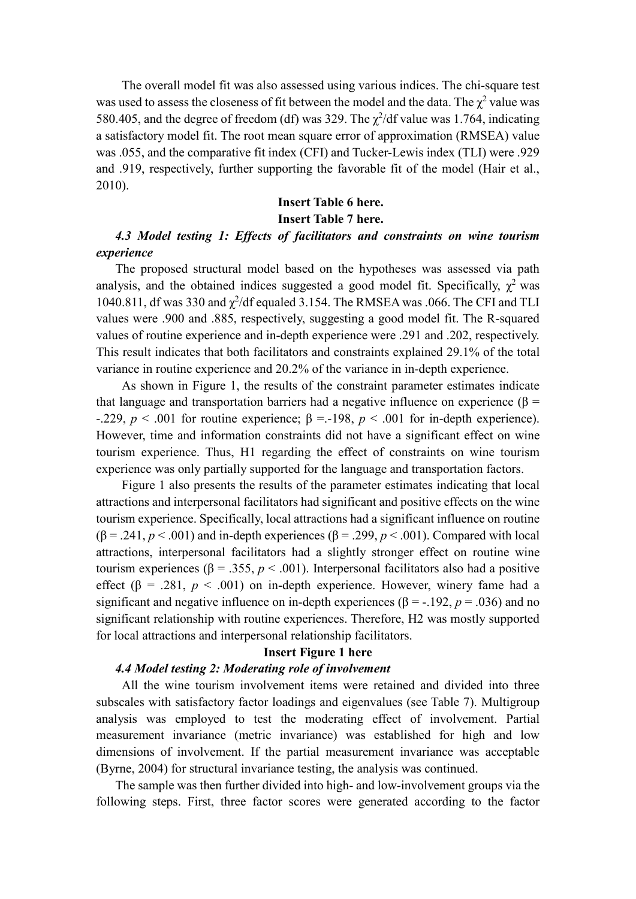The overall model fit was also assessed using various indices. The chi-square test was used to assess the closeness of fit between the model and the data. The $\chi^2$ value was 580.405, and the degree of freedom (df) was 329. The $\chi^2$/df value was 1.764, indicating a satisfactory model fit. The root mean square error of approximation (RMSEA) value was .055, and the comparative fit index (CFI) and Tucker-Lewis index (TLI) were .929 and .919, respectively, further supporting the favorable fit of the model (Hair et al., 2010).

**Insert Table 6 here.**

**Insert Table 7 here.**

### *4.3 Model testing 1: Effects of facilitators and constraints on wine tourism experience*

The proposed structural model based on the hypotheses was assessed via path analysis, and the obtained indices suggested a good model fit. Specifically, $\chi^2$ was 1040.811, df was 330 and $\chi^2$/df equaled 3.154. The RMSEA was .066. The CFI and TLI values were .900 and .885, respectively, suggesting a good model fit. The R-squared values of routine experience and in-depth experience were .291 and .202, respectively. This result indicates that both facilitators and constraints explained 29.1% of the total variance in routine experience and 20.2% of the variance in in-depth experience.

As shown in Figure 1, the results of the constraint parameter estimates indicate that language and transportation barriers had a negative influence on experience ($\beta$ = -.229, $p$ < .001 for routine experience; $\beta$ =.-198, $p$ < .001 for in-depth experience). However, time and information constraints did not have a significant effect on wine tourism experience. Thus, H1 regarding the effect of constraints on wine tourism experience was only partially supported for the language and transportation factors.

Figure 1 also presents the results of the parameter estimates indicating that local attractions and interpersonal facilitators had significant and positive effects on the wine tourism experience. Specifically, local attractions had a significant influence on routine ($\beta$ = .241, $p$ < .001) and in-depth experiences ($\beta$ = .299, $p$ < .001). Compared with local attractions, interpersonal facilitators had a slightly stronger effect on routine wine tourism experiences ($\beta$ = .355, $p$ < .001). Interpersonal facilitators also had a positive effect ($\beta$ = .281, $p$ < .001) on in-depth experience. However, winery fame had a significant and negative influence on in-depth experiences ($\beta$ = -.192, $p$ = .036) and no significant relationship with routine experiences. Therefore, H2 was mostly supported for local attractions and interpersonal relationship facilitators.

**Insert Figure 1 here**

### *4.4 Model testing 2: Moderating role of involvement*

All the wine tourism involvement items were retained and divided into three subscales with satisfactory factor loadings and eigenvalues (see Table 7). Multigroup analysis was employed to test the moderating effect of involvement. Partial measurement invariance (metric invariance) was established for high and low dimensions of involvement. If the partial measurement invariance was acceptable (Byrne, 2004) for structural invariance testing, the analysis was continued.

The sample was then further divided into high- and low-involvement groups via the following steps. First, three factor scores were generated according to the factor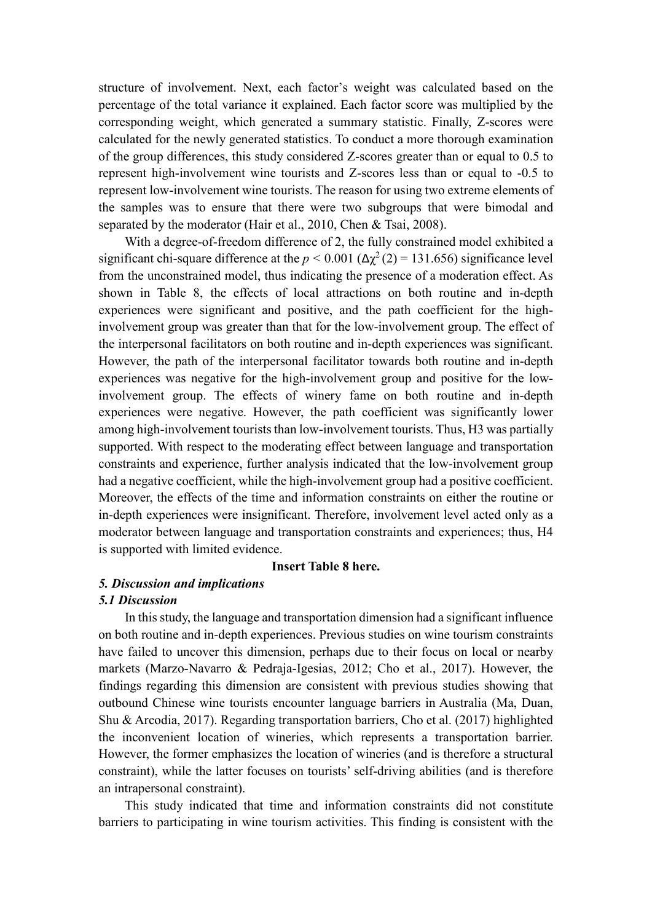structure of involvement. Next, each factor's weight was calculated based on the percentage of the total variance it explained. Each factor score was multiplied by the corresponding weight, which generated a summary statistic. Finally, Z-scores were calculated for the newly generated statistics. To conduct a more thorough examination of the group differences, this study considered Z-scores greater than or equal to 0.5 to represent high-involvement wine tourists and Z-scores less than or equal to -0.5 to represent low-involvement wine tourists. The reason for using two extreme elements of the samples was to ensure that there were two subgroups that were bimodal and separated by the moderator (Hair et al., 2010, Chen & Tsai, 2008).

With a degree-of-freedom difference of 2, the fully constrained model exhibited a significant chi-square difference at the $p < 0.001$ ($\Delta\chi^2(2) = 131.656$) significance level from the unconstrained model, thus indicating the presence of a moderation effect. As shown in Table 8, the effects of local attractions on both routine and in-depth experiences were significant and positive, and the path coefficient for the high-involvement group was greater than that for the low-involvement group. The effect of the interpersonal facilitators on both routine and in-depth experiences was significant. However, the path of the interpersonal facilitator towards both routine and in-depth experiences was negative for the high-involvement group and positive for the low-involvement group. The effects of winery fame on both routine and in-depth experiences were negative. However, the path coefficient was significantly lower among high-involvement tourists than low-involvement tourists. Thus, H3 was partially supported. With respect to the moderating effect between language and transportation constraints and experience, further analysis indicated that the low-involvement group had a negative coefficient, while the high-involvement group had a positive coefficient. Moreover, the effects of the time and information constraints on either the routine or in-depth experiences were insignificant. Therefore, involvement level acted only as a moderator between language and transportation constraints and experiences; thus, H4 is supported with limited evidence.

**Insert Table 8 here.**

### *5. Discussion and implications*

### *5.1 Discussion*

In this study, the language and transportation dimension had a significant influence on both routine and in-depth experiences. Previous studies on wine tourism constraints have failed to uncover this dimension, perhaps due to their focus on local or nearby markets (Marzo-Navarro & Pedraja-Igesias, 2012; Cho et al., 2017). However, the findings regarding this dimension are consistent with previous studies showing that outbound Chinese wine tourists encounter language barriers in Australia (Ma, Duan, Shu & Arcodia, 2017). Regarding transportation barriers, Cho et al. (2017) highlighted the inconvenient location of wineries, which represents a transportation barrier. However, the former emphasizes the location of wineries (and is therefore a structural constraint), while the latter focuses on tourists' self-driving abilities (and is therefore an intrapersonal constraint).

This study indicated that time and information constraints did not constitute barriers to participating in wine tourism activities. This finding is consistent with the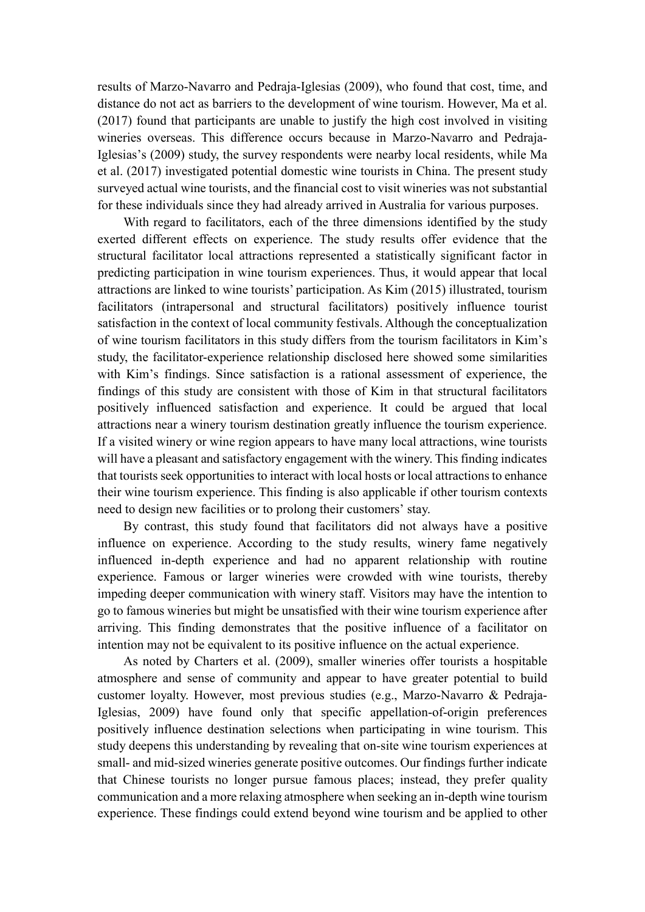results of Marzo-Navarro and Pedraja-Iglesias (2009), who found that cost, time, and distance do not act as barriers to the development of wine tourism. However, Ma et al. (2017) found that participants are unable to justify the high cost involved in visiting wineries overseas. This difference occurs because in Marzo-Navarro and Pedraja-Iglesias's (2009) study, the survey respondents were nearby local residents, while Ma et al. (2017) investigated potential domestic wine tourists in China. The present study surveyed actual wine tourists, and the financial cost to visit wineries was not substantial for these individuals since they had already arrived in Australia for various purposes.

With regard to facilitators, each of the three dimensions identified by the study exerted different effects on experience. The study results offer evidence that the structural facilitator local attractions represented a statistically significant factor in predicting participation in wine tourism experiences. Thus, it would appear that local attractions are linked to wine tourists' participation. As Kim (2015) illustrated, tourism facilitators (intrapersonal and structural facilitators) positively influence tourist satisfaction in the context of local community festivals. Although the conceptualization of wine tourism facilitators in this study differs from the tourism facilitators in Kim's study, the facilitator-experience relationship disclosed here showed some similarities with Kim's findings. Since satisfaction is a rational assessment of experience, the findings of this study are consistent with those of Kim in that structural facilitators positively influenced satisfaction and experience. It could be argued that local attractions near a winery tourism destination greatly influence the tourism experience. If a visited winery or wine region appears to have many local attractions, wine tourists will have a pleasant and satisfactory engagement with the winery. This finding indicates that tourists seek opportunities to interact with local hosts or local attractions to enhance their wine tourism experience. This finding is also applicable if other tourism contexts need to design new facilities or to prolong their customers' stay.

By contrast, this study found that facilitators did not always have a positive influence on experience. According to the study results, winery fame negatively influenced in-depth experience and had no apparent relationship with routine experience. Famous or larger wineries were crowded with wine tourists, thereby impeding deeper communication with winery staff. Visitors may have the intention to go to famous wineries but might be unsatisfied with their wine tourism experience after arriving. This finding demonstrates that the positive influence of a facilitator on intention may not be equivalent to its positive influence on the actual experience.

As noted by Charters et al. (2009), smaller wineries offer tourists a hospitable atmosphere and sense of community and appear to have greater potential to build customer loyalty. However, most previous studies (e.g., Marzo-Navarro & Pedraja-Iglesias, 2009) have found only that specific appellation-of-origin preferences positively influence destination selections when participating in wine tourism. This study deepens this understanding by revealing that on-site wine tourism experiences at small- and mid-sized wineries generate positive outcomes. Our findings further indicate that Chinese tourists no longer pursue famous places; instead, they prefer quality communication and a more relaxing atmosphere when seeking an in-depth wine tourism experience. These findings could extend beyond wine tourism and be applied to other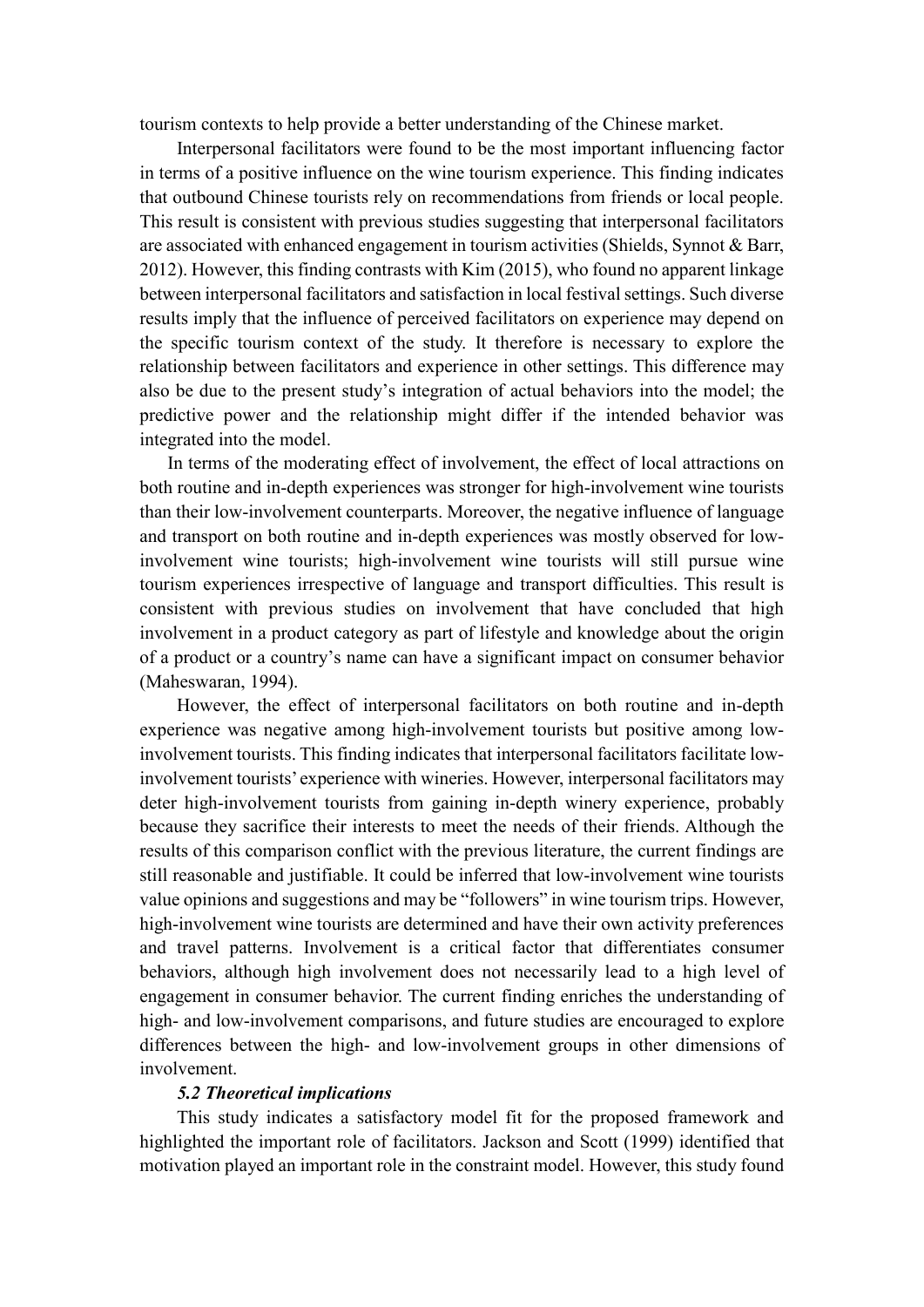tourism contexts to help provide a better understanding of the Chinese market.

Interpersonal facilitators were found to be the most important influencing factor in terms of a positive influence on the wine tourism experience. This finding indicates that outbound Chinese tourists rely on recommendations from friends or local people. This result is consistent with previous studies suggesting that interpersonal facilitators are associated with enhanced engagement in tourism activities (Shields, Synnot & Barr, 2012). However, this finding contrasts with Kim (2015), who found no apparent linkage between interpersonal facilitators and satisfaction in local festival settings. Such diverse results imply that the influence of perceived facilitators on experience may depend on the specific tourism context of the study. It therefore is necessary to explore the relationship between facilitators and experience in other settings. This difference may also be due to the present study's integration of actual behaviors into the model; the predictive power and the relationship might differ if the intended behavior was integrated into the model.

In terms of the moderating effect of involvement, the effect of local attractions on both routine and in-depth experiences was stronger for high-involvement wine tourists than their low-involvement counterparts. Moreover, the negative influence of language and transport on both routine and in-depth experiences was mostly observed for low-involvement wine tourists; high-involvement wine tourists will still pursue wine tourism experiences irrespective of language and transport difficulties. This result is consistent with previous studies on involvement that have concluded that high involvement in a product category as part of lifestyle and knowledge about the origin of a product or a country's name can have a significant impact on consumer behavior (Maheswaran, 1994).

However, the effect of interpersonal facilitators on both routine and in-depth experience was negative among high-involvement tourists but positive among low-involvement tourists. This finding indicates that interpersonal facilitators facilitate low-involvement tourists' experience with wineries. However, interpersonal facilitators may deter high-involvement tourists from gaining in-depth winery experience, probably because they sacrifice their interests to meet the needs of their friends. Although the results of this comparison conflict with the previous literature, the current findings are still reasonable and justifiable. It could be inferred that low-involvement wine tourists value opinions and suggestions and may be "followers" in wine tourism trips. However, high-involvement wine tourists are determined and have their own activity preferences and travel patterns. Involvement is a critical factor that differentiates consumer behaviors, although high involvement does not necessarily lead to a high level of engagement in consumer behavior. The current finding enriches the understanding of high- and low-involvement comparisons, and future studies are encouraged to explore differences between the high- and low-involvement groups in other dimensions of involvement.

### *5.2 Theoretical implications*

This study indicates a satisfactory model fit for the proposed framework and highlighted the important role of facilitators. Jackson and Scott (1999) identified that motivation played an important role in the constraint model. However, this study found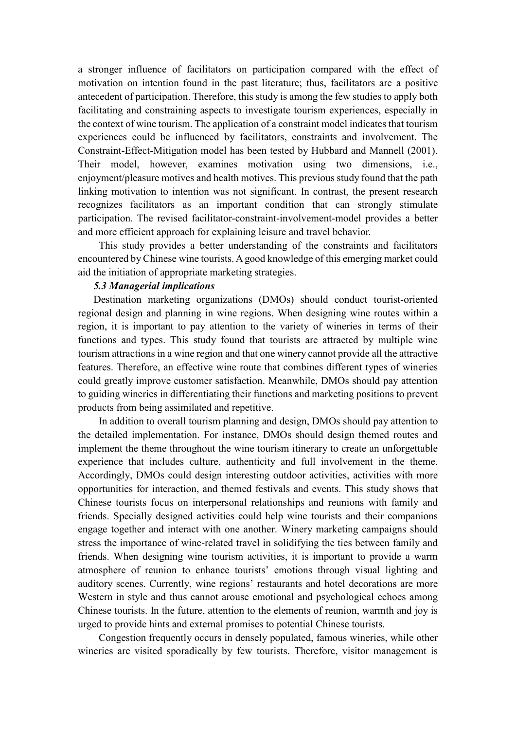a stronger influence of facilitators on participation compared with the effect of motivation on intention found in the past literature; thus, facilitators are a positive antecedent of participation. Therefore, this study is among the few studies to apply both facilitating and constraining aspects to investigate tourism experiences, especially in the context of wine tourism. The application of a constraint model indicates that tourism experiences could be influenced by facilitators, constraints and involvement. The Constraint-Effect-Mitigation model has been tested by Hubbard and Mannell (2001). Their model, however, examines motivation using two dimensions, i.e., enjoyment/pleasure motives and health motives. This previous study found that the path linking motivation to intention was not significant. In contrast, the present research recognizes facilitators as an important condition that can strongly stimulate participation. The revised facilitator-constraint-involvement-model provides a better and more efficient approach for explaining leisure and travel behavior.

This study provides a better understanding of the constraints and facilitators encountered by Chinese wine tourists. A good knowledge of this emerging market could aid the initiation of appropriate marketing strategies.

### *5.3 Managerial implications*

Destination marketing organizations (DMOs) should conduct tourist-oriented regional design and planning in wine regions. When designing wine routes within a region, it is important to pay attention to the variety of wineries in terms of their functions and types. This study found that tourists are attracted by multiple wine tourism attractions in a wine region and that one winery cannot provide all the attractive features. Therefore, an effective wine route that combines different types of wineries could greatly improve customer satisfaction. Meanwhile, DMOs should pay attention to guiding wineries in differentiating their functions and marketing positions to prevent products from being assimilated and repetitive.

In addition to overall tourism planning and design, DMOs should pay attention to the detailed implementation. For instance, DMOs should design themed routes and implement the theme throughout the wine tourism itinerary to create an unforgettable experience that includes culture, authenticity and full involvement in the theme. Accordingly, DMOs could design interesting outdoor activities, activities with more opportunities for interaction, and themed festivals and events. This study shows that Chinese tourists focus on interpersonal relationships and reunions with family and friends. Specially designed activities could help wine tourists and their companions engage together and interact with one another. Winery marketing campaigns should stress the importance of wine-related travel in solidifying the ties between family and friends. When designing wine tourism activities, it is important to provide a warm atmosphere of reunion to enhance tourists' emotions through visual lighting and auditory scenes. Currently, wine regions' restaurants and hotel decorations are more Western in style and thus cannot arouse emotional and psychological echoes among Chinese tourists. In the future, attention to the elements of reunion, warmth and joy is urged to provide hints and external promises to potential Chinese tourists.

Congestion frequently occurs in densely populated, famous wineries, while other wineries are visited sporadically by few tourists. Therefore, visitor management is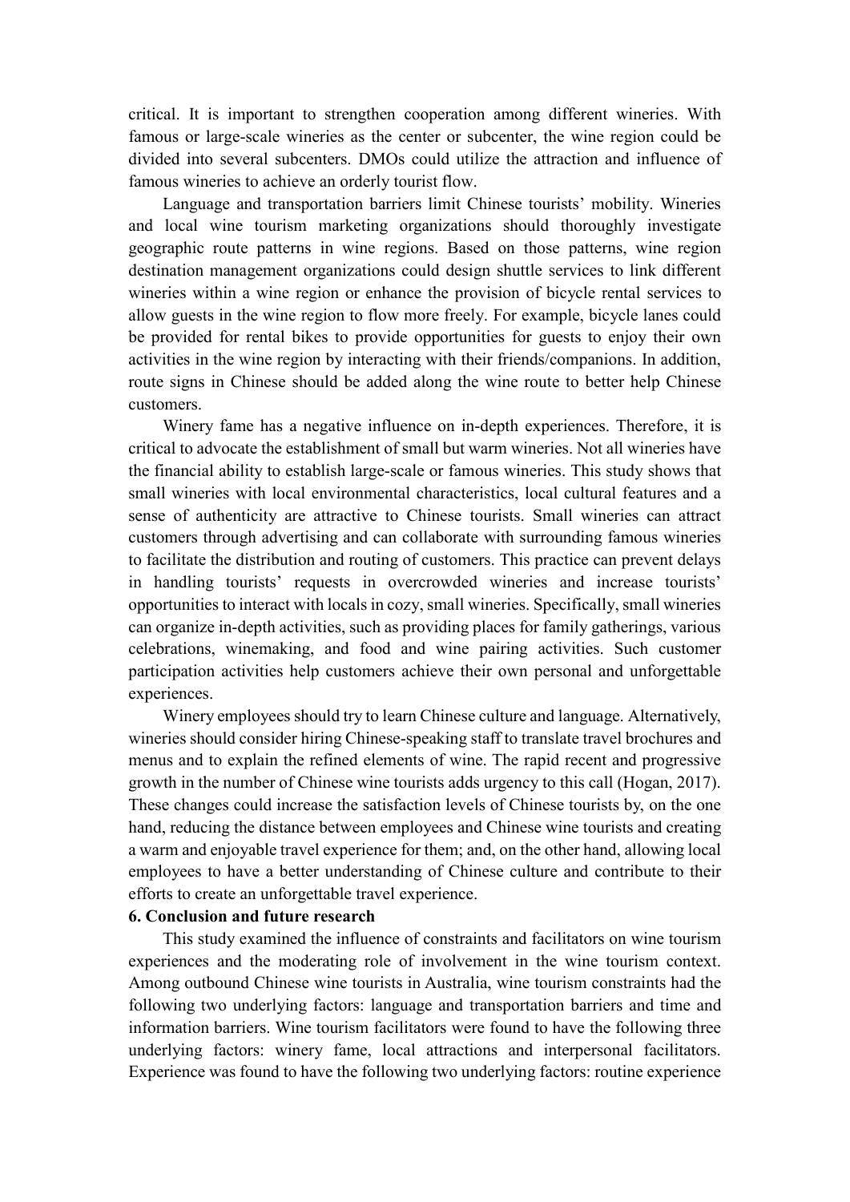critical. It is important to strengthen cooperation among different wineries. With famous or large-scale wineries as the center or subcenter, the wine region could be divided into several subcenters. DMOs could utilize the attraction and influence of famous wineries to achieve an orderly tourist flow.

Language and transportation barriers limit Chinese tourists' mobility. Wineries and local wine tourism marketing organizations should thoroughly investigate geographic route patterns in wine regions. Based on those patterns, wine region destination management organizations could design shuttle services to link different wineries within a wine region or enhance the provision of bicycle rental services to allow guests in the wine region to flow more freely. For example, bicycle lanes could be provided for rental bikes to provide opportunities for guests to enjoy their own activities in the wine region by interacting with their friends/companions. In addition, route signs in Chinese should be added along the wine route to better help Chinese customers.

Winery fame has a negative influence on in-depth experiences. Therefore, it is critical to advocate the establishment of small but warm wineries. Not all wineries have the financial ability to establish large-scale or famous wineries. This study shows that small wineries with local environmental characteristics, local cultural features and a sense of authenticity are attractive to Chinese tourists. Small wineries can attract customers through advertising and can collaborate with surrounding famous wineries to facilitate the distribution and routing of customers. This practice can prevent delays in handling tourists' requests in overcrowded wineries and increase tourists' opportunities to interact with locals in cozy, small wineries. Specifically, small wineries can organize in-depth activities, such as providing places for family gatherings, various celebrations, winemaking, and food and wine pairing activities. Such customer participation activities help customers achieve their own personal and unforgettable experiences.

Winery employees should try to learn Chinese culture and language. Alternatively, wineries should consider hiring Chinese-speaking staff to translate travel brochures and menus and to explain the refined elements of wine. The rapid recent and progressive growth in the number of Chinese wine tourists adds urgency to this call (Hogan, 2017). These changes could increase the satisfaction levels of Chinese tourists by, on the one hand, reducing the distance between employees and Chinese wine tourists and creating a warm and enjoyable travel experience for them; and, on the other hand, allowing local employees to have a better understanding of Chinese culture and contribute to their efforts to create an unforgettable travel experience.

## 6. Conclusion and future research

This study examined the influence of constraints and facilitators on wine tourism experiences and the moderating role of involvement in the wine tourism context. Among outbound Chinese wine tourists in Australia, wine tourism constraints had the following two underlying factors: language and transportation barriers and time and information barriers. Wine tourism facilitators were found to have the following three underlying factors: winery fame, local attractions and interpersonal facilitators. Experience was found to have the following two underlying factors: routine experience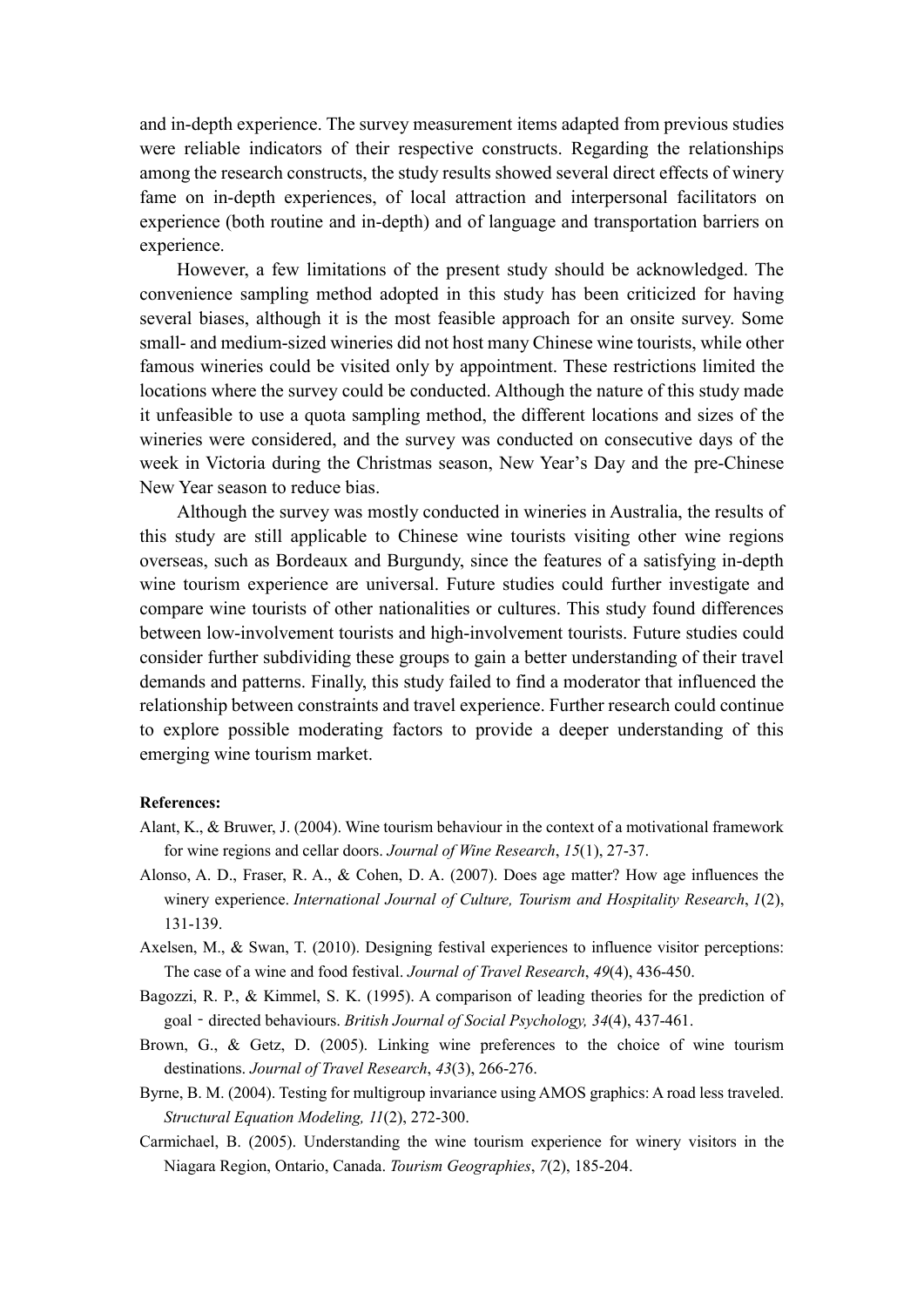and in-depth experience. The survey measurement items adapted from previous studies were reliable indicators of their respective constructs. Regarding the relationships among the research constructs, the study results showed several direct effects of winery fame on in-depth experiences, of local attraction and interpersonal facilitators on experience (both routine and in-depth) and of language and transportation barriers on experience.

However, a few limitations of the present study should be acknowledged. The convenience sampling method adopted in this study has been criticized for having several biases, although it is the most feasible approach for an onsite survey. Some small- and medium-sized wineries did not host many Chinese wine tourists, while other famous wineries could be visited only by appointment. These restrictions limited the locations where the survey could be conducted. Although the nature of this study made it unfeasible to use a quota sampling method, the different locations and sizes of the wineries were considered, and the survey was conducted on consecutive days of the week in Victoria during the Christmas season, New Year's Day and the pre-Chinese New Year season to reduce bias.

Although the survey was mostly conducted in wineries in Australia, the results of this study are still applicable to Chinese wine tourists visiting other wine regions overseas, such as Bordeaux and Burgundy, since the features of a satisfying in-depth wine tourism experience are universal. Future studies could further investigate and compare wine tourists of other nationalities or cultures. This study found differences between low-involvement tourists and high-involvement tourists. Future studies could consider further subdividing these groups to gain a better understanding of their travel demands and patterns. Finally, this study failed to find a moderator that influenced the relationship between constraints and travel experience. Further research could continue to explore possible moderating factors to provide a deeper understanding of this emerging wine tourism market.

**References:**

Alant, K., & Bruwer, J. (2004). Wine tourism behaviour in the context of a motivational framework for wine regions and cellar doors. *Journal of Wine Research*, *15*(1), 27-37.

Alonso, A. D., Fraser, R. A., & Cohen, D. A. (2007). Does age matter? How age influences the winery experience. *International Journal of Culture, Tourism and Hospitality Research*, *1*(2), 131-139.

Axelsen, M., & Swan, T. (2010). Designing festival experiences to influence visitor perceptions: The case of a wine and food festival. *Journal of Travel Research*, *49*(4), 436-450.

Bagozzi, R. P., & Kimmel, S. K. (1995). A comparison of leading theories for the prediction of goal‐directed behaviours. *British Journal of Social Psychology, 34*(4), 437-461.

Brown, G., & Getz, D. (2005). Linking wine preferences to the choice of wine tourism destinations. *Journal of Travel Research*, *43*(3), 266-276.

Byrne, B. M. (2004). Testing for multigroup invariance using AMOS graphics: A road less traveled. *Structural Equation Modeling, 11*(2), 272-300.

Carmichael, B. (2005). Understanding the wine tourism experience for winery visitors in the Niagara Region, Ontario, Canada. *Tourism Geographies*, *7*(2), 185-204.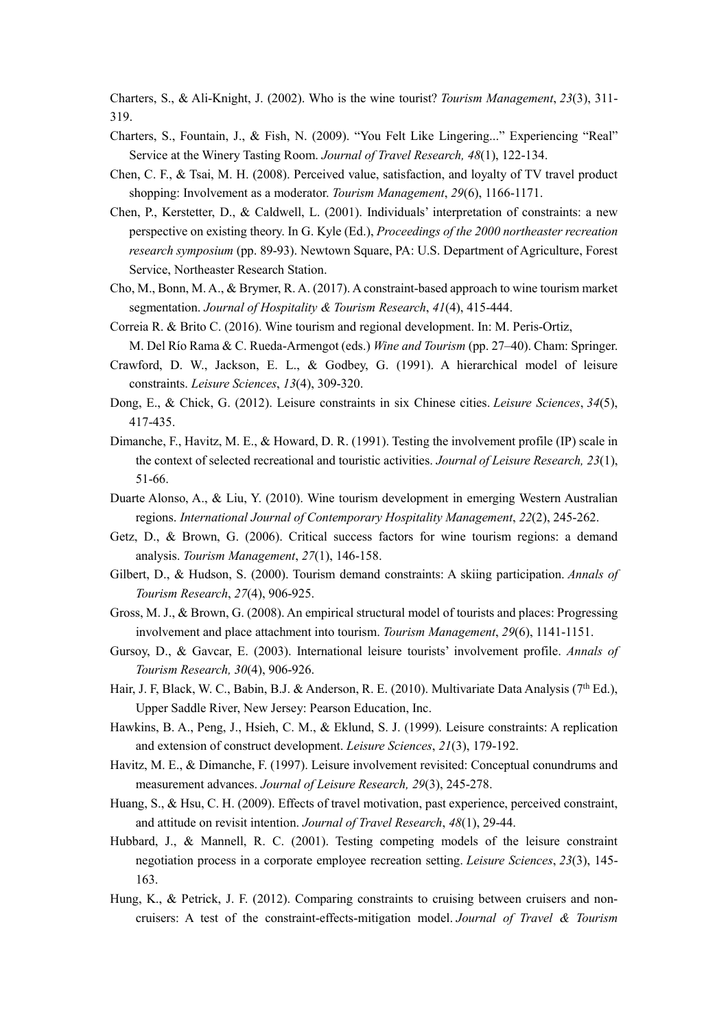Charters, S., & Ali-Knight, J. (2002). Who is the wine tourist? *Tourism Management*, *23*(3), 311-319.

Charters, S., Fountain, J., & Fish, N. (2009). "You Felt Like Lingering..." Experiencing "Real" Service at the Winery Tasting Room. *Journal of Travel Research, 48*(1), 122-134.

Chen, C. F., & Tsai, M. H. (2008). Perceived value, satisfaction, and loyalty of TV travel product shopping: Involvement as a moderator. *Tourism Management*, *29*(6), 1166-1171.

Chen, P., Kerstetter, D., & Caldwell, L. (2001). Individuals' interpretation of constraints: a new perspective on existing theory. In G. Kyle (Ed.), *Proceedings of the 2000 northeaster recreation research symposium* (pp. 89-93). Newtown Square, PA: U.S. Department of Agriculture, Forest Service, Northeaster Research Station.

Cho, M., Bonn, M. A., & Brymer, R. A. (2017). A constraint-based approach to wine tourism market segmentation. *Journal of Hospitality & Tourism Research*, *41*(4), 415-444.

Correia R. & Brito C. (2016). Wine tourism and regional development. In: M. Peris-Ortiz, M. Del Río Rama & C. Rueda-Armengot (eds.) *Wine and Tourism* (pp. 27–40). Cham: Springer.

Crawford, D. W., Jackson, E. L., & Godbey, G. (1991). A hierarchical model of leisure constraints. *Leisure Sciences*, *13*(4), 309-320.

Dong, E., & Chick, G. (2012). Leisure constraints in six Chinese cities. *Leisure Sciences*, *34*(5), 417-435.

Dimanche, F., Havitz, M. E., & Howard, D. R. (1991). Testing the involvement profile (IP) scale in the context of selected recreational and touristic activities. *Journal of Leisure Research, 23*(1), 51-66.

Duarte Alonso, A., & Liu, Y. (2010). Wine tourism development in emerging Western Australian regions. *International Journal of Contemporary Hospitality Management*, *22*(2), 245-262.

Getz, D., & Brown, G. (2006). Critical success factors for wine tourism regions: a demand analysis. *Tourism Management*, *27*(1), 146-158.

Gilbert, D., & Hudson, S. (2000). Tourism demand constraints: A skiing participation. *Annals of Tourism Research*, *27*(4), 906-925.

Gross, M. J., & Brown, G. (2008). An empirical structural model of tourists and places: Progressing involvement and place attachment into tourism. *Tourism Management*, *29*(6), 1141-1151.

Gursoy, D., & Gavcar, E. (2003). International leisure tourists' involvement profile. *Annals of Tourism Research, 30*(4), 906-926.

Hair, J. F, Black, W. C., Babin, B.J. & Anderson, R. E. (2010). Multivariate Data Analysis (7th Ed.), Upper Saddle River, New Jersey: Pearson Education, Inc.

Hawkins, B. A., Peng, J., Hsieh, C. M., & Eklund, S. J. (1999). Leisure constraints: A replication and extension of construct development. *Leisure Sciences*, *21*(3), 179-192.

Havitz, M. E., & Dimanche, F. (1997). Leisure involvement revisited: Conceptual conundrums and measurement advances. *Journal of Leisure Research, 29*(3), 245-278.

Huang, S., & Hsu, C. H. (2009). Effects of travel motivation, past experience, perceived constraint, and attitude on revisit intention. *Journal of Travel Research*, *48*(1), 29-44.

Hubbard, J., & Mannell, R. C. (2001). Testing competing models of the leisure constraint negotiation process in a corporate employee recreation setting. *Leisure Sciences*, *23*(3), 145-163.

Hung, K., & Petrick, J. F. (2012). Comparing constraints to cruising between cruisers and non-cruisers: A test of the constraint-effects-mitigation model. *Journal of Travel & Tourism*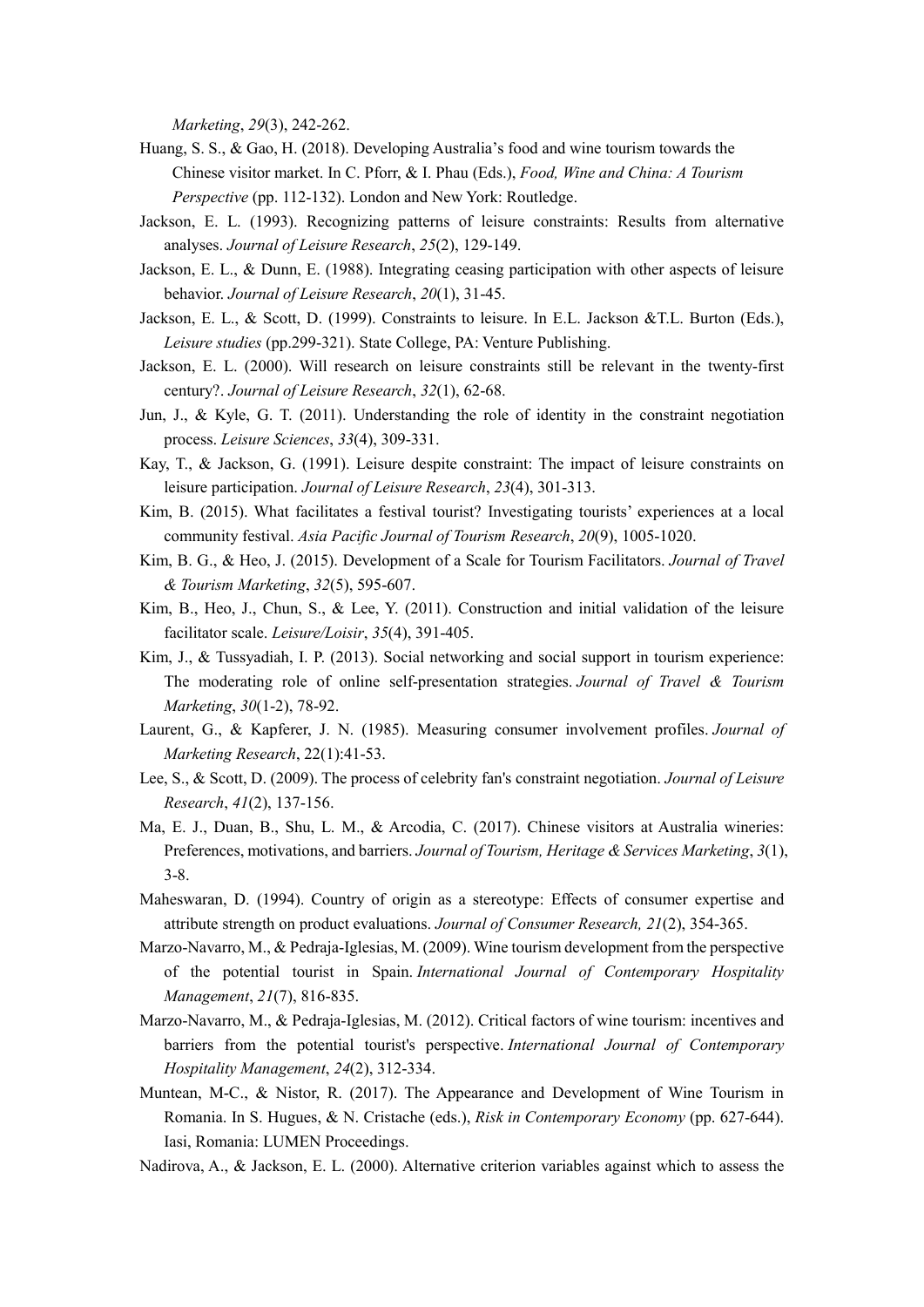*Marketing*, *29*(3), 242-262.

Huang, S. S., & Gao, H. (2018). Developing Australia's food and wine tourism towards the Chinese visitor market. In C. Pforr, & I. Phau (Eds.), *Food, Wine and China: A Tourism Perspective* (pp. 112-132). London and New York: Routledge.

Jackson, E. L. (1993). Recognizing patterns of leisure constraints: Results from alternative analyses. *Journal of Leisure Research*, *25*(2), 129-149.

Jackson, E. L., & Dunn, E. (1988). Integrating ceasing participation with other aspects of leisure behavior. *Journal of Leisure Research*, *20*(1), 31-45.

Jackson, E. L., & Scott, D. (1999). Constraints to leisure. In E.L. Jackson &T.L. Burton (Eds.), *Leisure studies* (pp.299-321). State College, PA: Venture Publishing.

Jackson, E. L. (2000). Will research on leisure constraints still be relevant in the twenty-first century?. *Journal of Leisure Research*, *32*(1), 62-68.

Jun, J., & Kyle, G. T. (2011). Understanding the role of identity in the constraint negotiation process. *Leisure Sciences*, *33*(4), 309-331.

Kay, T., & Jackson, G. (1991). Leisure despite constraint: The impact of leisure constraints on leisure participation. *Journal of Leisure Research*, *23*(4), 301-313.

Kim, B. (2015). What facilitates a festival tourist? Investigating tourists' experiences at a local community festival. *Asia Pacific Journal of Tourism Research*, *20*(9), 1005-1020.

Kim, B. G., & Heo, J. (2015). Development of a Scale for Tourism Facilitators. *Journal of Travel & Tourism Marketing*, *32*(5), 595-607.

Kim, B., Heo, J., Chun, S., & Lee, Y. (2011). Construction and initial validation of the leisure facilitator scale. *Leisure/Loisir*, *35*(4), 391-405.

Kim, J., & Tussyadiah, I. P. (2013). Social networking and social support in tourism experience: The moderating role of online self-presentation strategies. *Journal of Travel & Tourism Marketing*, *30*(1-2), 78-92.

Laurent, G., & Kapferer, J. N. (1985). Measuring consumer involvement profiles. *Journal of Marketing Research*, 22(1):41-53.

Lee, S., & Scott, D. (2009). The process of celebrity fan's constraint negotiation. *Journal of Leisure Research*, *41*(2), 137-156.

Ma, E. J., Duan, B., Shu, L. M., & Arcodia, C. (2017). Chinese visitors at Australia wineries: Preferences, motivations, and barriers. *Journal of Tourism, Heritage & Services Marketing*, *3*(1), 3-8.

Maheswaran, D. (1994). Country of origin as a stereotype: Effects of consumer expertise and attribute strength on product evaluations. *Journal of Consumer Research, 21*(2), 354-365.

Marzo-Navarro, M., & Pedraja-Iglesias, M. (2009). Wine tourism development from the perspective of the potential tourist in Spain. *International Journal of Contemporary Hospitality Management*, *21*(7), 816-835.

Marzo-Navarro, M., & Pedraja-Iglesias, M. (2012). Critical factors of wine tourism: incentives and barriers from the potential tourist's perspective. *International Journal of Contemporary Hospitality Management*, *24*(2), 312-334.

Muntean, M-C., & Nistor, R. (2017). The Appearance and Development of Wine Tourism in Romania. In S. Hugues, & N. Cristache (eds.), *Risk in Contemporary Economy* (pp. 627-644). Iasi, Romania: LUMEN Proceedings.

Nadirova, A., & Jackson, E. L. (2000). Alternative criterion variables against which to assess the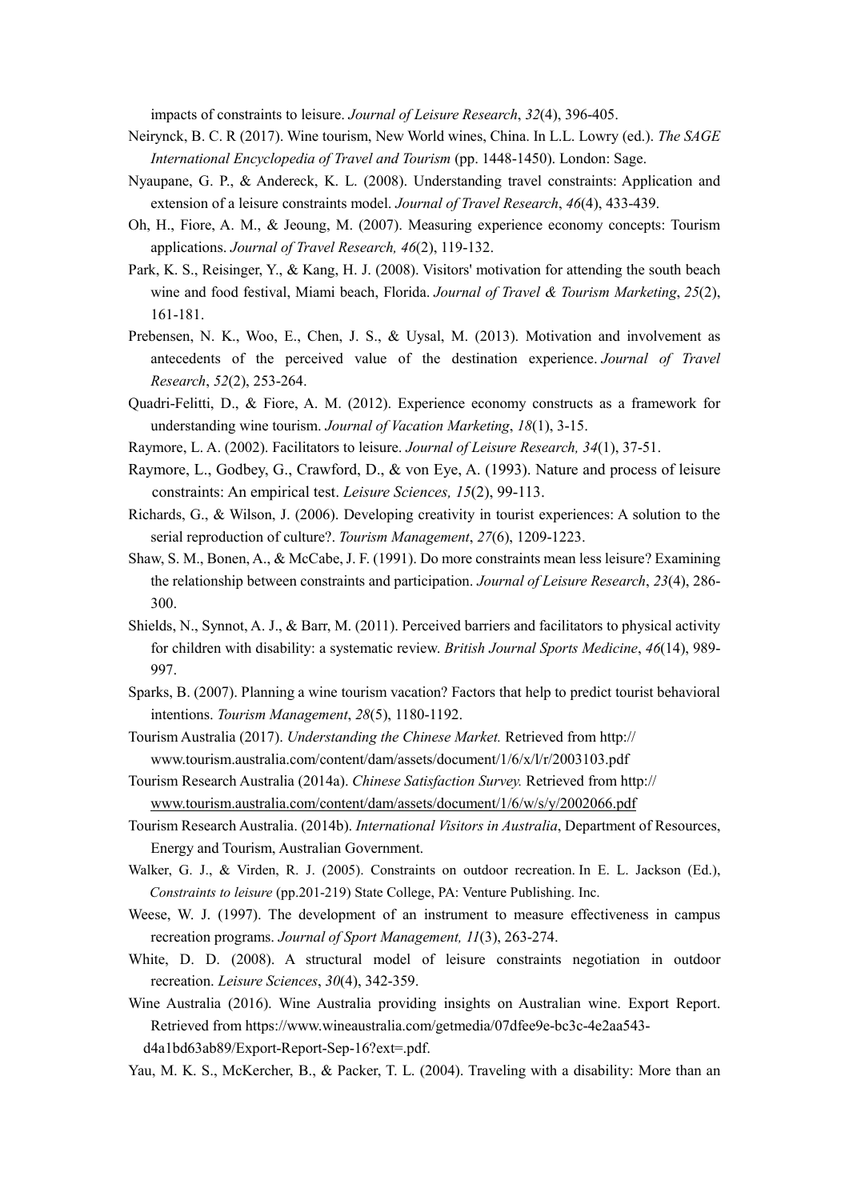impacts of constraints to leisure. *Journal of Leisure Research*, *32*(4), 396-405.

Neirynck, B. C. R (2017). Wine tourism, New World wines, China. In L.L. Lowry (ed.). *The SAGE International Encyclopedia of Travel and Tourism* (pp. 1448-1450). London: Sage.

Nyaupane, G. P., & Andereck, K. L. (2008). Understanding travel constraints: Application and extension of a leisure constraints model. *Journal of Travel Research*, *46*(4), 433-439.

Oh, H., Fiore, A. M., & Jeoung, M. (2007). Measuring experience economy concepts: Tourism applications. *Journal of Travel Research, 46*(2), 119-132.

Park, K. S., Reisinger, Y., & Kang, H. J. (2008). Visitors' motivation for attending the south beach wine and food festival, Miami beach, Florida. *Journal of Travel & Tourism Marketing*, *25*(2), 161-181.

Prebensen, N. K., Woo, E., Chen, J. S., & Uysal, M. (2013). Motivation and involvement as antecedents of the perceived value of the destination experience. *Journal of Travel Research*, *52*(2), 253-264.

Quadri-Felitti, D., & Fiore, A. M. (2012). Experience economy constructs as a framework for understanding wine tourism. *Journal of Vacation Marketing*, *18*(1), 3-15.

Raymore, L. A. (2002). Facilitators to leisure. *Journal of Leisure Research, 34*(1), 37-51.

Raymore, L., Godbey, G., Crawford, D., & von Eye, A. (1993). Nature and process of leisure constraints: An empirical test. *Leisure Sciences, 15*(2), 99-113.

Richards, G., & Wilson, J. (2006). Developing creativity in tourist experiences: A solution to the serial reproduction of culture?. *Tourism Management*, *27*(6), 1209-1223.

Shaw, S. M., Bonen, A., & McCabe, J. F. (1991). Do more constraints mean less leisure? Examining the relationship between constraints and participation. *Journal of Leisure Research*, *23*(4), 286-300.

Shields, N., Synnot, A. J., & Barr, M. (2011). Perceived barriers and facilitators to physical activity for children with disability: a systematic review. *British Journal Sports Medicine*, *46*(14), 989-997.

Sparks, B. (2007). Planning a wine tourism vacation? Factors that help to predict tourist behavioral intentions. *Tourism Management*, *28*(5), 1180-1192.

Tourism Australia (2017). *Understanding the Chinese Market.* Retrieved from http:// www.tourism.australia.com/content/dam/assets/document/1/6/x/l/r/2003103.pdf

Tourism Research Australia (2014a). *Chinese Satisfaction Survey.* Retrieved from http:// www.tourism.australia.com/content/dam/assets/document/1/6/w/s/y/2002066.pdf

Tourism Research Australia. (2014b). *International Visitors in Australia*, Department of Resources, Energy and Tourism, Australian Government.

Walker, G. J., & Virden, R. J. (2005). Constraints on outdoor recreation. In E. L. Jackson (Ed.), *Constraints to leisure* (pp.201-219) State College, PA: Venture Publishing. Inc.

Weese, W. J. (1997). The development of an instrument to measure effectiveness in campus recreation programs. *Journal of Sport Management, 11*(3), 263-274.

White, D. D. (2008). A structural model of leisure constraints negotiation in outdoor recreation. *Leisure Sciences*, *30*(4), 342-359.

Wine Australia (2016). Wine Australia providing insights on Australian wine. Export Report. Retrieved from https://www.wineaustralia.com/getmedia/07dfee9e-bc3c-4e2aa543-d4a1bd63ab89/Export-Report-Sep-16?ext=.pdf.

Yau, M. K. S., McKercher, B., & Packer, T. L. (2004). Traveling with a disability: More than an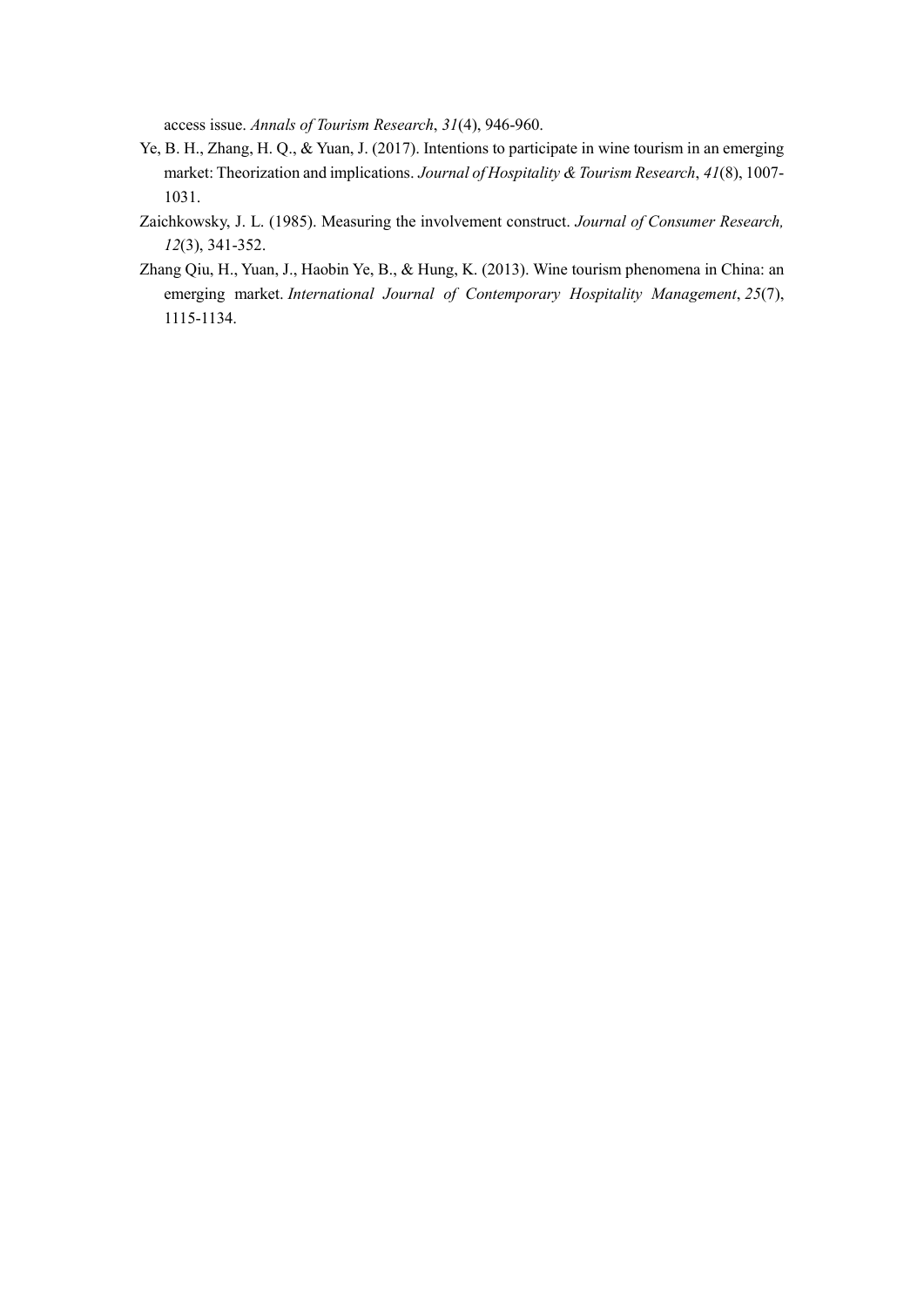access issue. *Annals of Tourism Research*, *31*(4), 946-960.

Ye, B. H., Zhang, H. Q., & Yuan, J. (2017). Intentions to participate in wine tourism in an emerging market: Theorization and implications. *Journal of Hospitality & Tourism Research*, *41*(8), 1007-1031.

Zaichkowsky, J. L. (1985). Measuring the involvement construct. *Journal of Consumer Research, 12*(3), 341-352.

Zhang Qiu, H., Yuan, J., Haobin Ye, B., & Hung, K. (2013). Wine tourism phenomena in China: an emerging market. *International Journal of Contemporary Hospitality Management*, *25*(7), 1115-1134.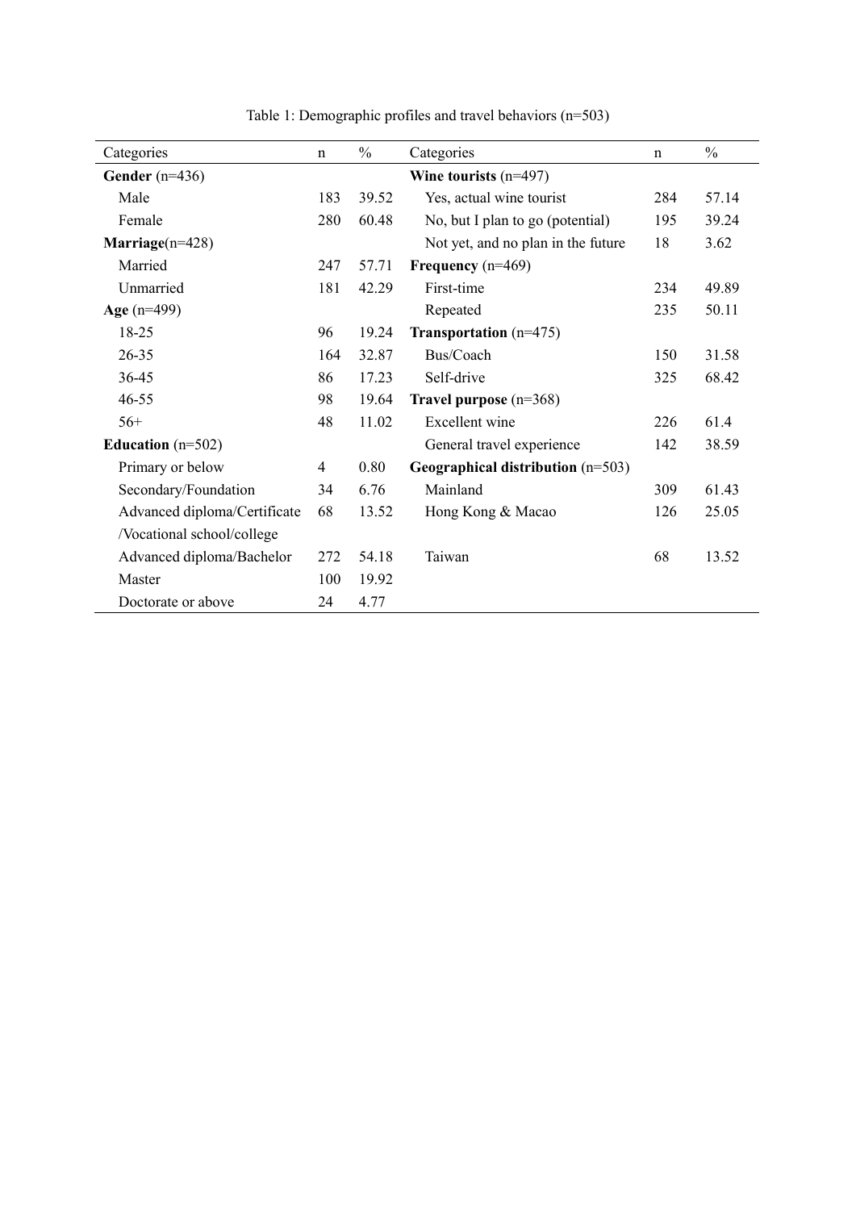Table 1: Demographic profiles and travel behaviors (n=503)

| Categories | n | % | Categories | n | % |
|---|---|---|---|---|---|
| **Gender** (n=436) | | | **Wine tourists** (n=497) | | |
| Male | 183 | 39.52 | Yes, actual wine tourist | 284 | 57.14 |
| Female | 280 | 60.48 | No, but I plan to go (potential) | 195 | 39.24 |
| **Marriage**(n=428) | | | Not yet, and no plan in the future | 18 | 3.62 |
| Married | 247 | 57.71 | **Frequency** (n=469) | | |
| Unmarried | 181 | 42.29 | First-time | 234 | 49.89 |
| **Age** (n=499) | | | Repeated | 235 | 50.11 |
| 18-25 | 96 | 19.24 | **Transportation** (n=475) | | |
| 26-35 | 164 | 32.87 | Bus/Coach | 150 | 31.58 |
| 36-45 | 86 | 17.23 | Self-drive | 325 | 68.42 |
| 46-55 | 98 | 19.64 | **Travel purpose** (n=368) | | |
| 56+ | 48 | 11.02 | Excellent wine | 226 | 61.4 |
| **Education** (n=502) | | | General travel experience | 142 | 38.59 |
| Primary or below | 4 | 0.80 | **Geographical distribution** (n=503) | | |
| Secondary/Foundation | 34 | 6.76 | Mainland | 309 | 61.43 |
| Advanced diploma/Certificate /Vocational school/college | 68 | 13.52 | Hong Kong & Macao | 126 | 25.05 |
| Advanced diploma/Bachelor | 272 | 54.18 | Taiwan | 68 | 13.52 |
| Master | 100 | 19.92 | | | |
| Doctorate or above | 24 | 4.77 | | | |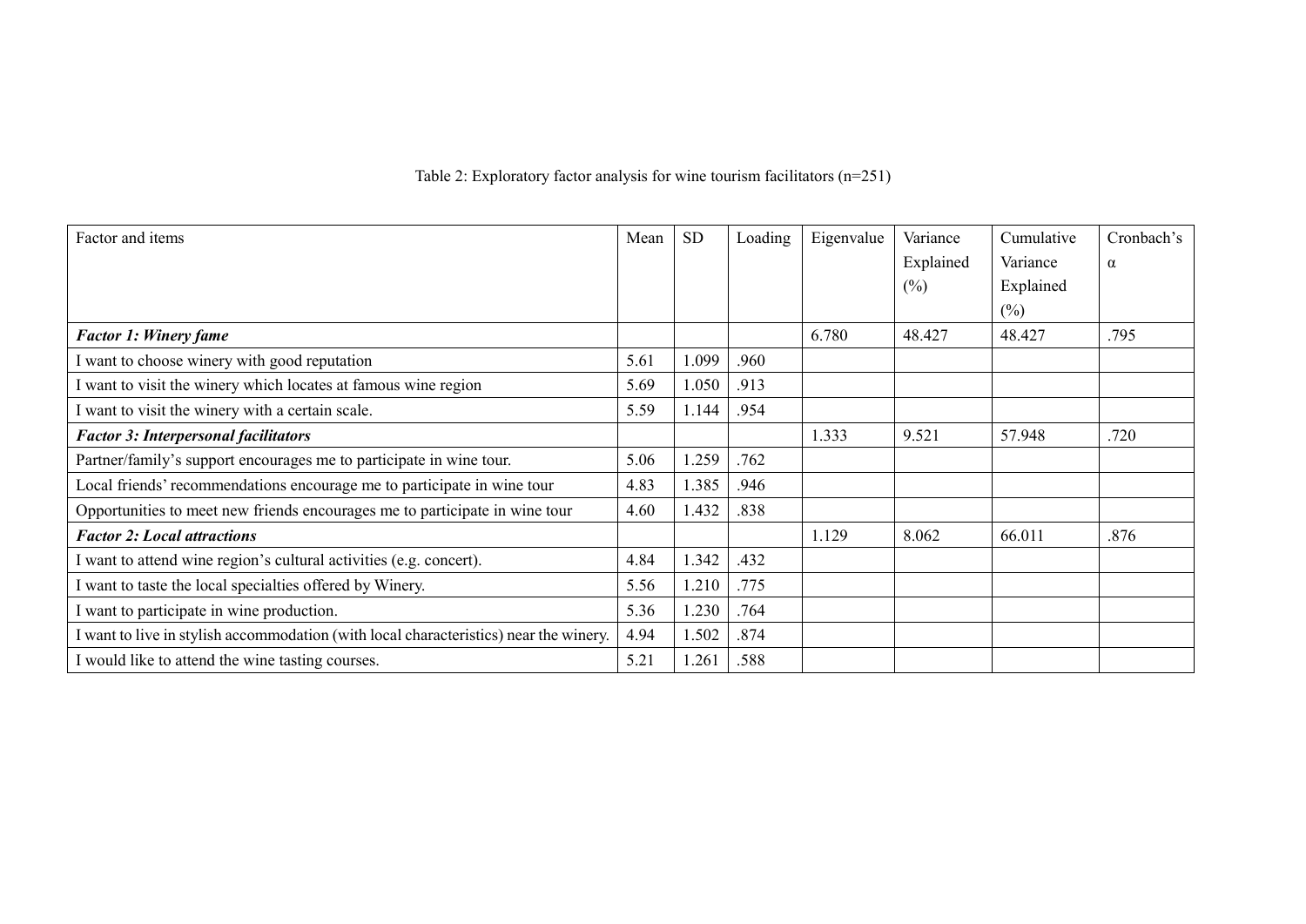Table 2: Exploratory factor analysis for wine tourism facilitators (n=251)

| Factor and items | Mean | SD | Loading | Eigenvalue | Variance Explained (%) | Cumulative Variance Explained (%) | Cronbach's α |
|---|---|---|---|---|---|---|---|
| ***Factor 1: Winery fame*** | | | | 6.780 | 48.427 | 48.427 | .795 |
| I want to choose winery with good reputation | 5.61 | 1.099 | .960 | | | | |
| I want to visit the winery which locates at famous wine region | 5.69 | 1.050 | .913 | | | | |
| I want to visit the winery with a certain scale. | 5.59 | 1.144 | .954 | | | | |
| ***Factor 3: Interpersonal facilitators*** | | | | 1.333 | 9.521 | 57.948 | .720 |
| Partner/family's support encourages me to participate in wine tour. | 5.06 | 1.259 | .762 | | | | |
| Local friends' recommendations encourage me to participate in wine tour | 4.83 | 1.385 | .946 | | | | |
| Opportunities to meet new friends encourages me to participate in wine tour | 4.60 | 1.432 | .838 | | | | |
| ***Factor 2: Local attractions*** | | | | 1.129 | 8.062 | 66.011 | .876 |
| I want to attend wine region's cultural activities (e.g. concert). | 4.84 | 1.342 | .432 | | | | |
| I want to taste the local specialties offered by Winery. | 5.56 | 1.210 | .775 | | | | |
| I want to participate in wine production. | 5.36 | 1.230 | .764 | | | | |
| I want to live in stylish accommodation (with local characteristics) near the winery. | 4.94 | 1.502 | .874 | | | | |
| I would like to attend the wine tasting courses. | 5.21 | 1.261 | .588 | | | | |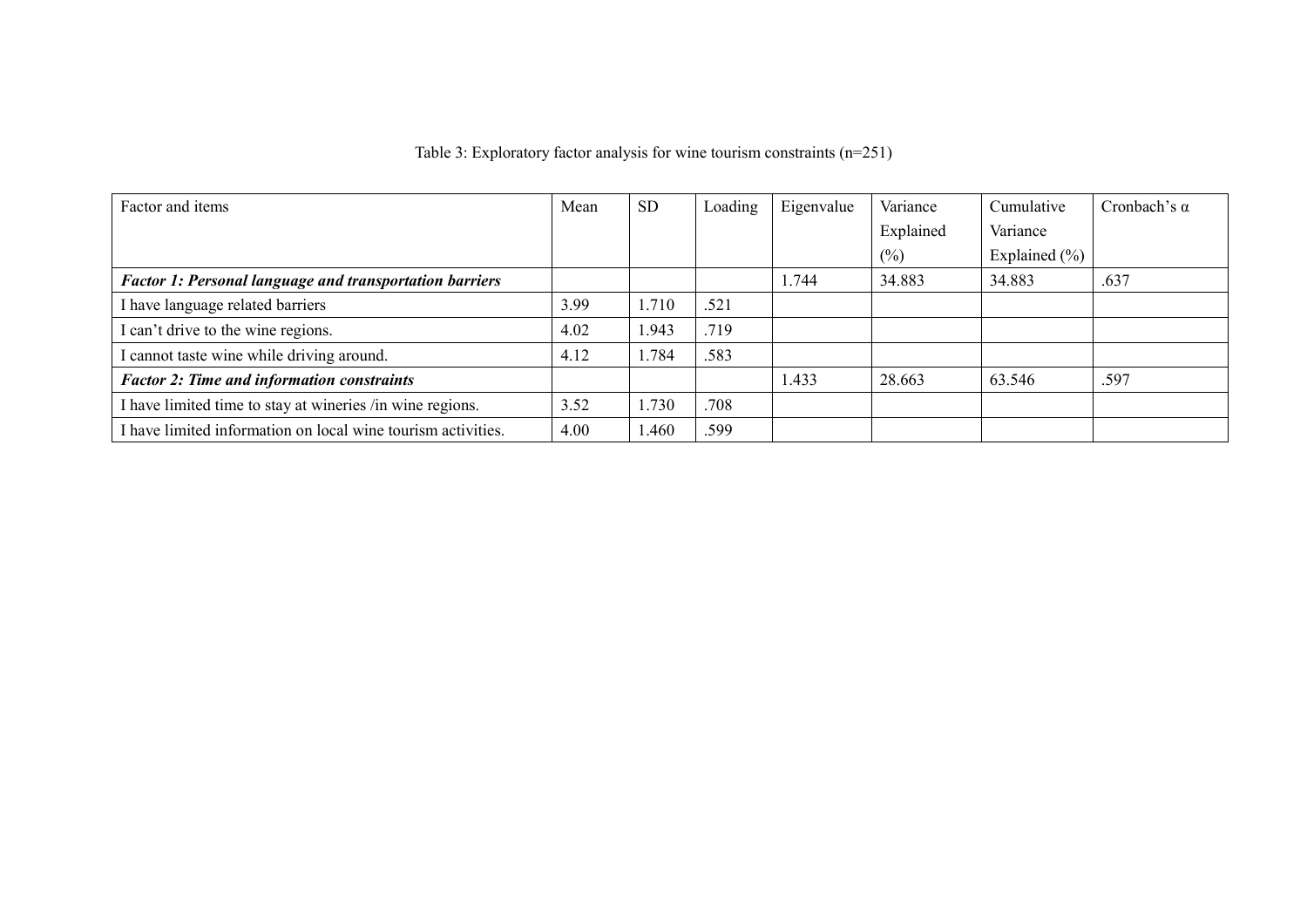Table 3: Exploratory factor analysis for wine tourism constraints (n=251)

| Factor and items | Mean | SD | Loading | Eigenvalue | Variance Explained (%) | Cumulative Variance Explained (%) | Cronbach's α |
|---|---|---|---|---|---|---|---|
| ***Factor 1: Personal language and transportation barriers*** | | | | 1.744 | 34.883 | 34.883 | .637 |
| I have language related barriers | 3.99 | 1.710 | .521 | | | | |
| I can't drive to the wine regions. | 4.02 | 1.943 | .719 | | | | |
| I cannot taste wine while driving around. | 4.12 | 1.784 | .583 | | | | |
| ***Factor 2: Time and information constraints*** | | | | 1.433 | 28.663 | 63.546 | .597 |
| I have limited time to stay at wineries /in wine regions. | 3.52 | 1.730 | .708 | | | | |
| I have limited information on local wine tourism activities. | 4.00 | 1.460 | .599 | | | | |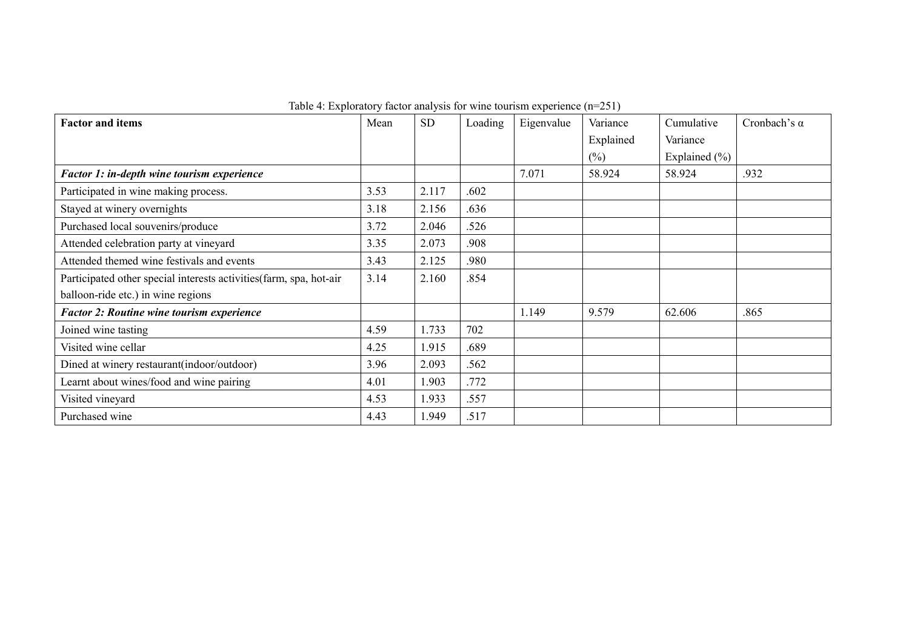Table 4: Exploratory factor analysis for wine tourism experience (n=251)

| **Factor and items** | Mean | SD | Loading | Eigenvalue | Variance Explained (%) | Cumulative Variance Explained (%) | Cronbach's α |
|---|---|---|---|---|---|---|---|
| ***Factor 1: in-depth wine tourism experience*** | | | | 7.071 | 58.924 | 58.924 | .932 |
| Participated in wine making process. | 3.53 | 2.117 | .602 | | | | |
| Stayed at winery overnights | 3.18 | 2.156 | .636 | | | | |
| Purchased local souvenirs/produce | 3.72 | 2.046 | .526 | | | | |
| Attended celebration party at vineyard | 3.35 | 2.073 | .908 | | | | |
| Attended themed wine festivals and events | 3.43 | 2.125 | .980 | | | | |
| Participated other special interests activities(farm, spa, hot-air balloon-ride etc.) in wine regions | 3.14 | 2.160 | .854 | | | | |
| ***Factor 2: Routine wine tourism experience*** | | | | 1.149 | 9.579 | 62.606 | .865 |
| Joined wine tasting | 4.59 | 1.733 | 702 | | | | |
| Visited wine cellar | 4.25 | 1.915 | .689 | | | | |
| Dined at winery restaurant(indoor/outdoor) | 3.96 | 2.093 | .562 | | | | |
| Learnt about wines/food and wine pairing | 4.01 | 1.903 | .772 | | | | |
| Visited vineyard | 4.53 | 1.933 | .557 | | | | |
| Purchased wine | 4.43 | 1.949 | .517 | | | | |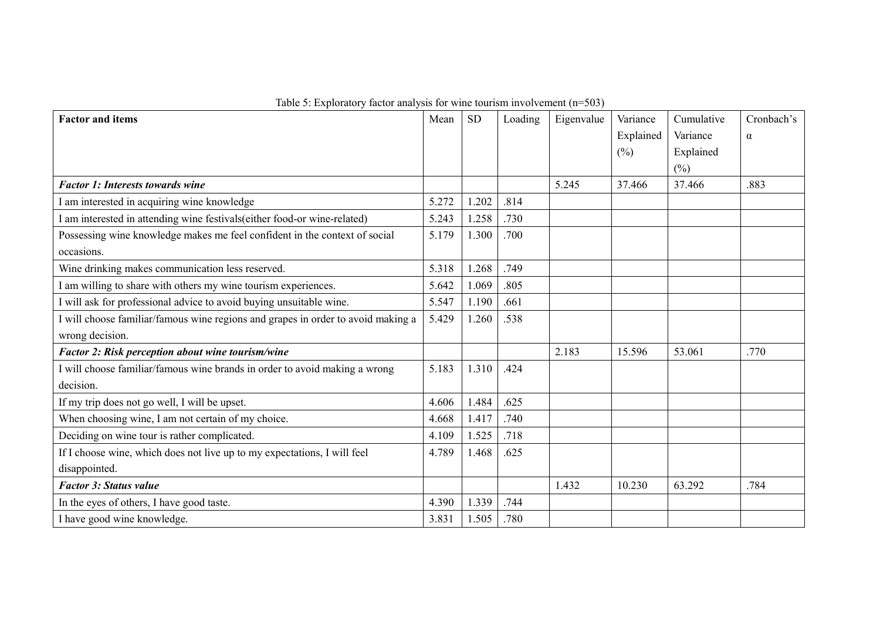Table 5: Exploratory factor analysis for wine tourism involvement (n=503)

| Factor and items | Mean | SD | Loading | Eigenvalue | Variance Explained (%) | Cumulative Variance Explained (%) | Cronbach's α |
|---|---|---|---|---|---|---|---|
| ***Factor 1: Interests towards wine*** | | | | 5.245 | 37.466 | 37.466 | .883 |
| I am interested in acquiring wine knowledge | 5.272 | 1.202 | .814 | | | | |
| I am interested in attending wine festivals(either food-or wine-related) | 5.243 | 1.258 | .730 | | | | |
| Possessing wine knowledge makes me feel confident in the context of social occasions. | 5.179 | 1.300 | .700 | | | | |
| Wine drinking makes communication less reserved. | 5.318 | 1.268 | .749 | | | | |
| I am willing to share with others my wine tourism experiences. | 5.642 | 1.069 | .805 | | | | |
| I will ask for professional advice to avoid buying unsuitable wine. | 5.547 | 1.190 | .661 | | | | |
| I will choose familiar/famous wine regions and grapes in order to avoid making a wrong decision. | 5.429 | 1.260 | .538 | | | | |
| ***Factor 2: Risk perception about wine tourism/wine*** | | | | 2.183 | 15.596 | 53.061 | .770 |
| I will choose familiar/famous wine brands in order to avoid making a wrong decision. | 5.183 | 1.310 | .424 | | | | |
| If my trip does not go well, I will be upset. | 4.606 | 1.484 | .625 | | | | |
| When choosing wine, I am not certain of my choice. | 4.668 | 1.417 | .740 | | | | |
| Deciding on wine tour is rather complicated. | 4.109 | 1.525 | .718 | | | | |
| If I choose wine, which does not live up to my expectations, I will feel disappointed. | 4.789 | 1.468 | .625 | | | | |
| ***Factor 3: Status value*** | | | | 1.432 | 10.230 | 63.292 | .784 |
| In the eyes of others, I have good taste. | 4.390 | 1.339 | .744 | | | | |
| I have good wine knowledge. | 3.831 | 1.505 | .780 | | | | |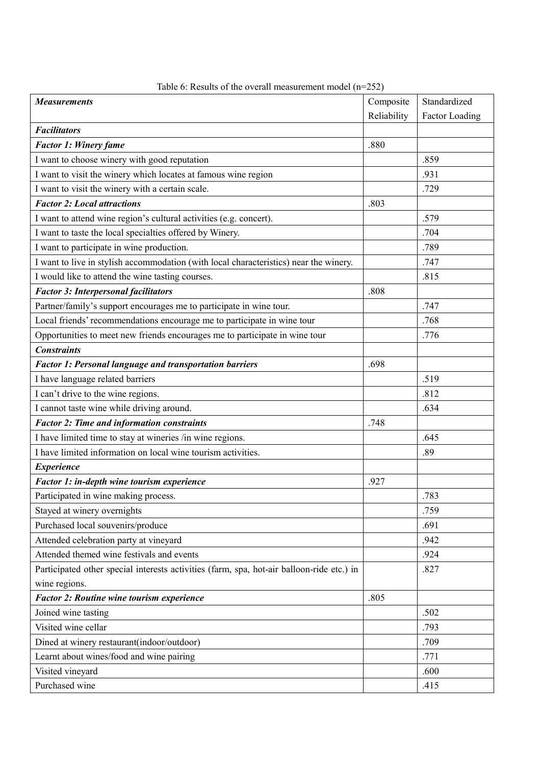Table 6: Results of the overall measurement model (n=252)

| ***Measurements*** | Composite Reliability | Standardized Factor Loading |
|---|---|---|
| ***Facilitators*** | | |
| ***Factor 1: Winery fame*** | .880 | |
| I want to choose winery with good reputation | | .859 |
| I want to visit the winery which locates at famous wine region | | .931 |
| I want to visit the winery with a certain scale. | | .729 |
| ***Factor 2: Local attractions*** | .803 | |
| I want to attend wine region's cultural activities (e.g. concert). | | .579 |
| I want to taste the local specialties offered by Winery. | | .704 |
| I want to participate in wine production. | | .789 |
| I want to live in stylish accommodation (with local characteristics) near the winery. | | .747 |
| I would like to attend the wine tasting courses. | | .815 |
| ***Factor 3: Interpersonal facilitators*** | .808 | |
| Partner/family's support encourages me to participate in wine tour. | | .747 |
| Local friends' recommendations encourage me to participate in wine tour | | .768 |
| Opportunities to meet new friends encourages me to participate in wine tour | | .776 |
| ***Constraints*** | | |
| ***Factor 1: Personal language and transportation barriers*** | .698 | |
| I have language related barriers | | .519 |
| I can't drive to the wine regions. | | .812 |
| I cannot taste wine while driving around. | | .634 |
| ***Factor 2: Time and information constraints*** | .748 | |
| I have limited time to stay at wineries /in wine regions. | | .645 |
| I have limited information on local wine tourism activities. | | .89 |
| ***Experience*** | | |
| ***Factor 1: in-depth wine tourism experience*** | .927 | |
| Participated in wine making process. | | .783 |
| Stayed at winery overnights | | .759 |
| Purchased local souvenirs/produce | | .691 |
| Attended celebration party at vineyard | | .942 |
| Attended themed wine festivals and events | | .924 |
| Participated other special interests activities (farm, spa, hot-air balloon-ride etc.) in wine regions. | | .827 |
| ***Factor 2: Routine wine tourism experience*** | .805 | |
| Joined wine tasting | | .502 |
| Visited wine cellar | | .793 |
| Dined at winery restaurant(indoor/outdoor) | | .709 |
| Learnt about wines/food and wine pairing | | .771 |
| Visited vineyard | | .600 |
| Purchased wine | | .415 |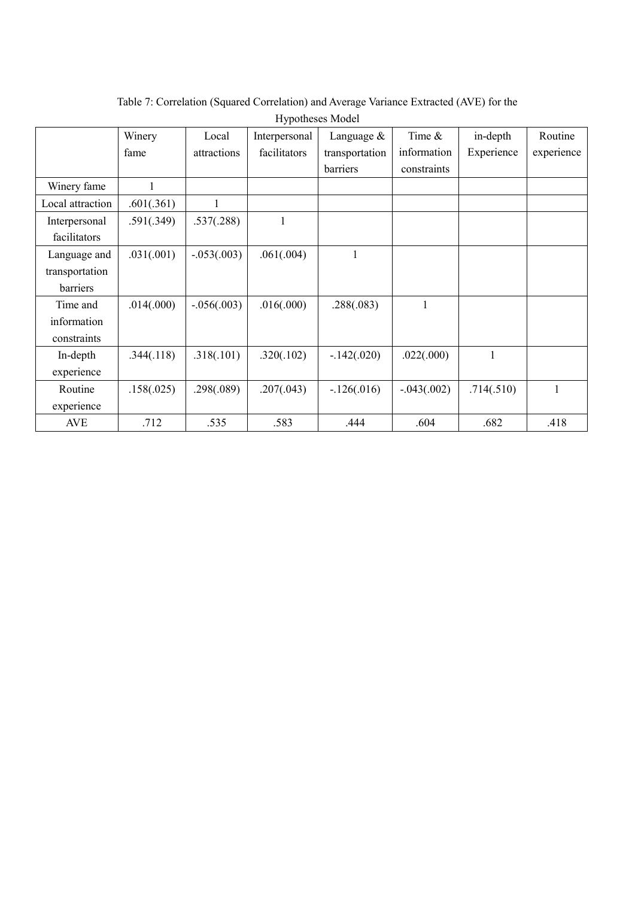Table 7: Correlation (Squared Correlation) and Average Variance Extracted (AVE) for the Hypotheses Model

| | Winery fame | Local attractions | Interpersonal facilitators | Language & transportation barriers | Time & information constraints | in-depth Experience | Routine experience |
|---|---|---|---|---|---|---|---|
| Winery fame | 1 | | | | | | |
| Local attraction | .601(.361) | 1 | | | | | |
| Interpersonal facilitators | .591(.349) | .537(.288) | 1 | | | | |
| Language and transportation barriers | .031(.001) | -.053(.003) | .061(.004) | 1 | | | |
| Time and information constraints | .014(.000) | -.056(.003) | .016(.000) | .288(.083) | 1 | | |
| In-depth experience | .344(.118) | .318(.101) | .320(.102) | -.142(.020) | .022(.000) | 1 | |
| Routine experience | .158(.025) | .298(.089) | .207(.043) | -.126(.016) | -.043(.002) | .714(.510) | 1 |
| AVE | .712 | .535 | .583 | .444 | .604 | .682 | .418 |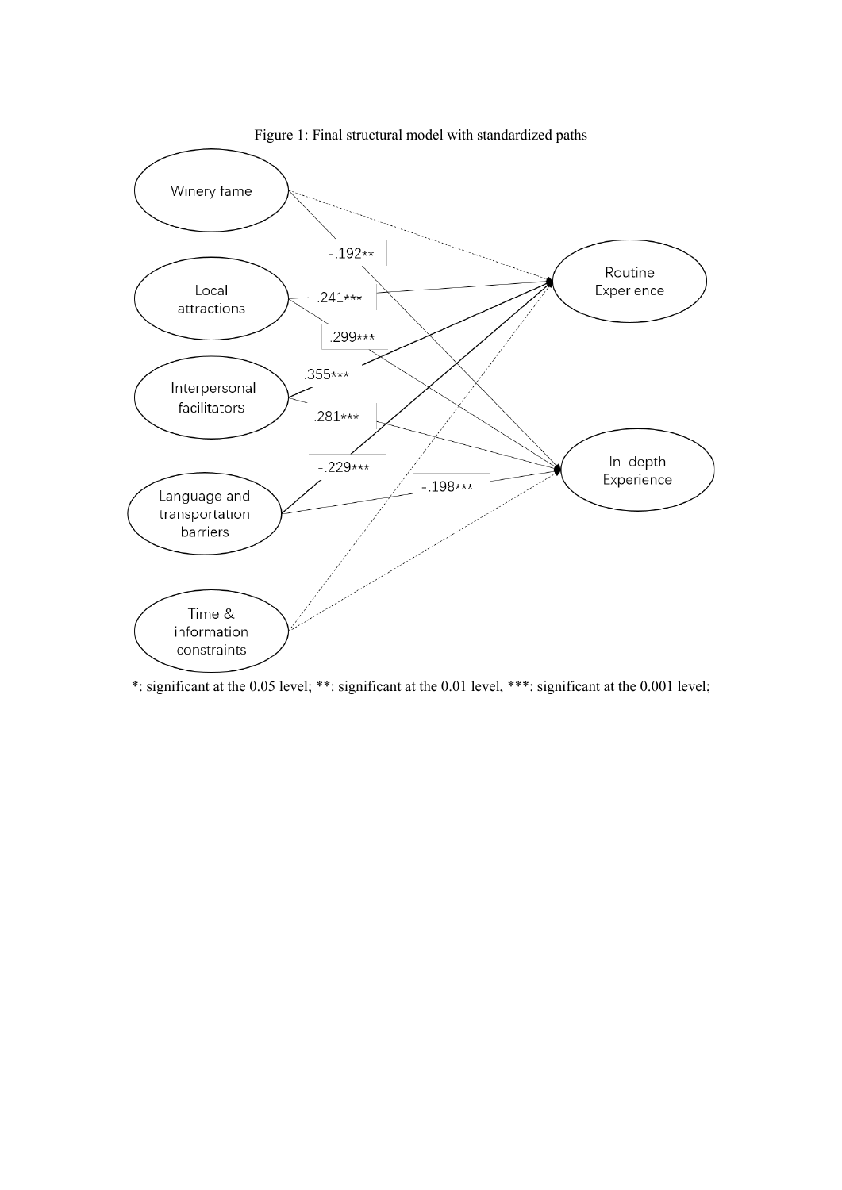Figure 1: Final structural model with standardized paths

*: significant at the 0.05 level; **: significant at the 0.01 level, ***: significant at the 0.001 level;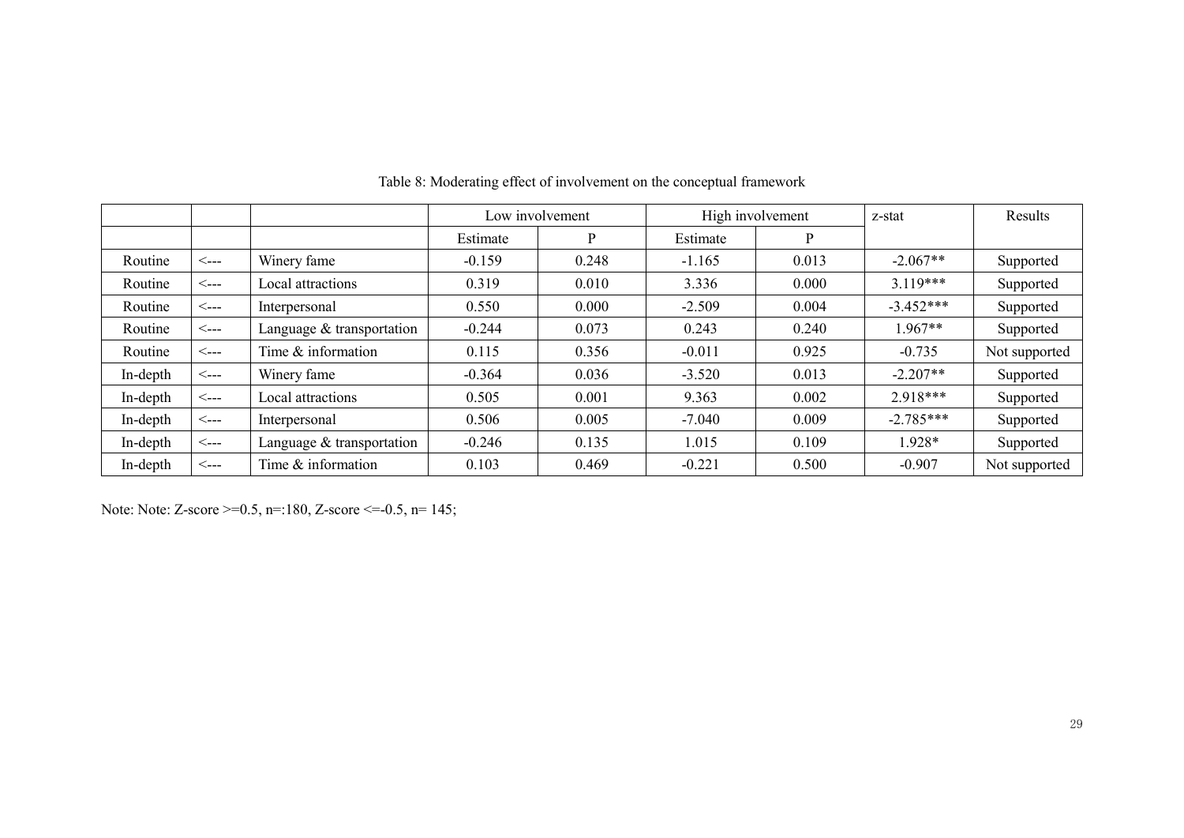Table 8: Moderating effect of involvement on the conceptual framework

| | | | Low involvement | | High involvement | | z-stat | Results |
|---|---|---|---|---|---|---|---|---|
| | | | Estimate | P | Estimate | P | | |
| Routine | <--- | Winery fame | -0.159 | 0.248 | -1.165 | 0.013 | -2.067** | Supported |
| Routine | <--- | Local attractions | 0.319 | 0.010 | 3.336 | 0.000 | 3.119*** | Supported |
| Routine | <--- | Interpersonal | 0.550 | 0.000 | -2.509 | 0.004 | -3.452*** | Supported |
| Routine | <--- | Language & transportation | -0.244 | 0.073 | 0.243 | 0.240 | 1.967** | Supported |
| Routine | <--- | Time & information | 0.115 | 0.356 | -0.011 | 0.925 | -0.735 | Not supported |
| In-depth | <--- | Winery fame | -0.364 | 0.036 | -3.520 | 0.013 | -2.207** | Supported |
| In-depth | <--- | Local attractions | 0.505 | 0.001 | 9.363 | 0.002 | 2.918*** | Supported |
| In-depth | <--- | Interpersonal | 0.506 | 0.005 | -7.040 | 0.009 | -2.785*** | Supported |
| In-depth | <--- | Language & transportation | -0.246 | 0.135 | 1.015 | 0.109 | 1.928* | Supported |
| In-depth | <--- | Time & information | 0.103 | 0.469 | -0.221 | 0.500 | -0.907 | Not supported |

Note: Note: Z-score >=0.5, n=:180, Z-score <=-0.5, n= 145;